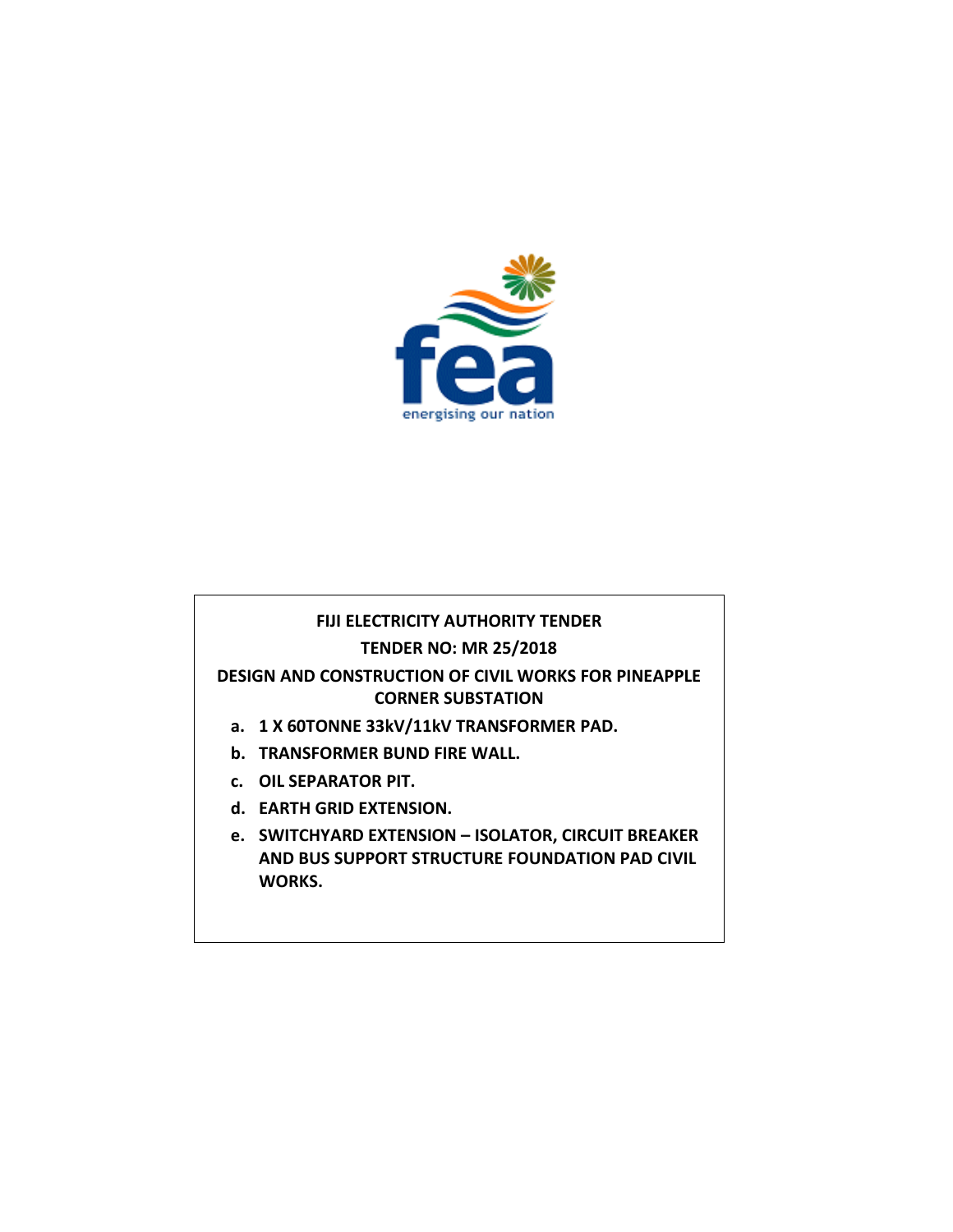**FIJI ELECTRICITY AUTHORITY TENDER**

**TENDER NO: MR 25/2018**

**DESIGN AND CONSTRUCTION OF CIVIL WORKS FOR PINEAPPLE CORNER SUBSTATION**

a. **1 X 60TONNE 33kV/11kV TRANSFORMER PAD.**
b. **TRANSFORMER BUND FIRE WALL.**
c. **OIL SEPARATOR PIT.**
d. **EARTH GRID EXTENSION.**
e. **SWITCHYARD EXTENSION – ISOLATOR, CIRCUIT BREAKER AND BUS SUPPORT STRUCTURE FOUNDATION PAD CIVIL WORKS.**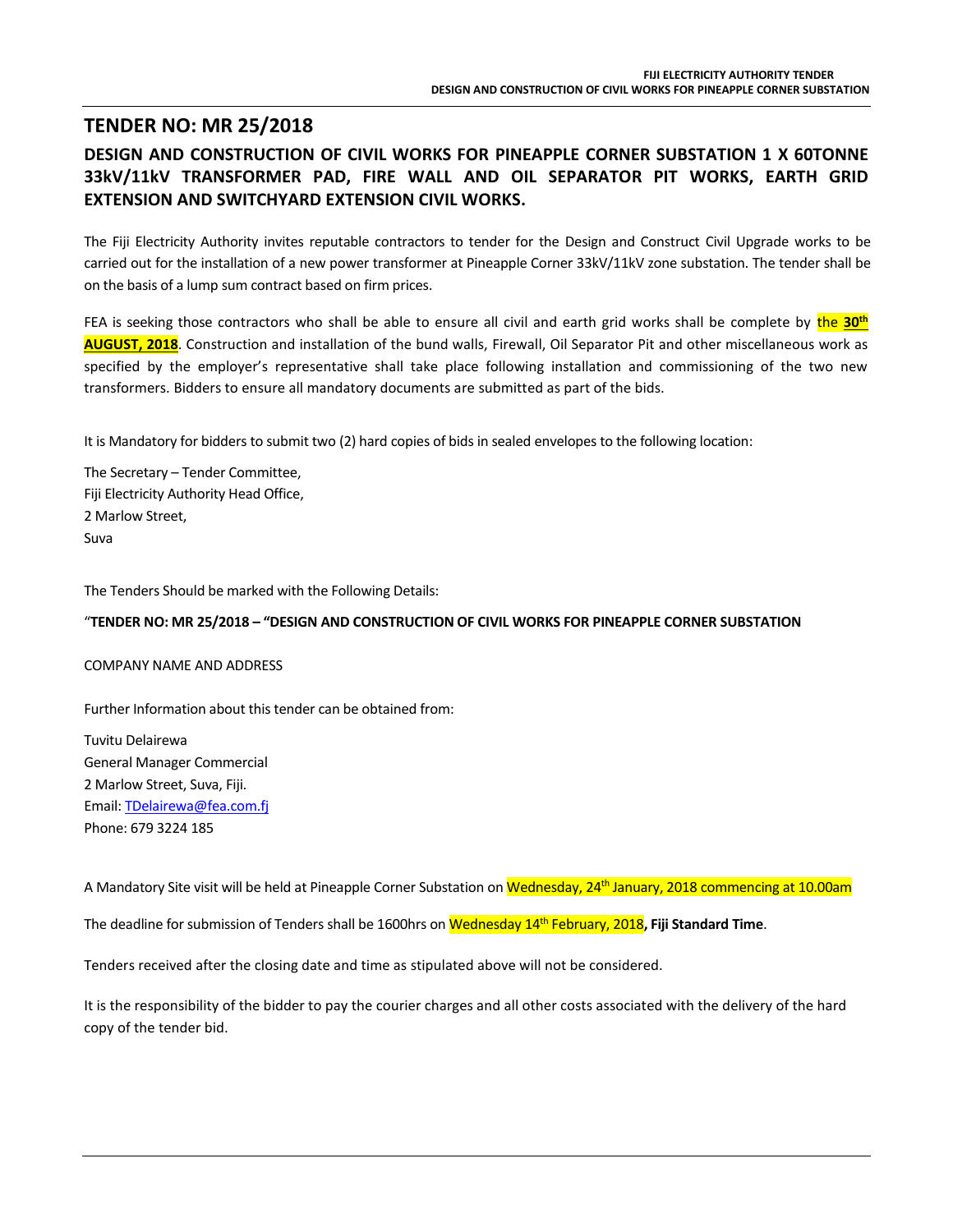## TENDER NO: MR 25/2018

### DESIGN AND CONSTRUCTION OF CIVIL WORKS FOR PINEAPPLE CORNER SUBSTATION 1 X 60TONNE 33kV/11kV TRANSFORMER PAD, FIRE WALL AND OIL SEPARATOR PIT WORKS, EARTH GRID EXTENSION AND SWITCHYARD EXTENSION CIVIL WORKS.

The Fiji Electricity Authority invites reputable contractors to tender for the Design and Construct Civil Upgrade works to be carried out for the installation of a new power transformer at Pineapple Corner 33kV/11kV zone substation. The tender shall be on the basis of a lump sum contract based on firm prices.

FEA is seeking those contractors who shall be able to ensure all civil and earth grid works shall be complete by the **30th AUGUST, 2018**. Construction and installation of the bund walls, Firewall, Oil Separator Pit and other miscellaneous work as specified by the employer's representative shall take place following installation and commissioning of the two new transformers. Bidders to ensure all mandatory documents are submitted as part of the bids.

It is Mandatory for bidders to submit two (2) hard copies of bids in sealed envelopes to the following location:

The Secretary – Tender Committee,
Fiji Electricity Authority Head Office,
2 Marlow Street,
Suva

The Tenders Should be marked with the Following Details:

"**TENDER NO: MR 25/2018 – "DESIGN AND CONSTRUCTION OF CIVIL WORKS FOR PINEAPPLE CORNER SUBSTATION**

COMPANY NAME AND ADDRESS

Further Information about this tender can be obtained from:

Tuvitu Delairewa
General Manager Commercial
2 Marlow Street, Suva, Fiji.
Email: TDelairewa@fea.com.fj
Phone: 679 3224 185

A Mandatory Site visit will be held at Pineapple Corner Substation on Wednesday, 24th January, 2018 commencing at 10.00am

The deadline for submission of Tenders shall be 1600hrs on Wednesday 14th February, 2018**, Fiji Standard Time**.

Tenders received after the closing date and time as stipulated above will not be considered.

It is the responsibility of the bidder to pay the courier charges and all other costs associated with the delivery of the hard copy of the tender bid.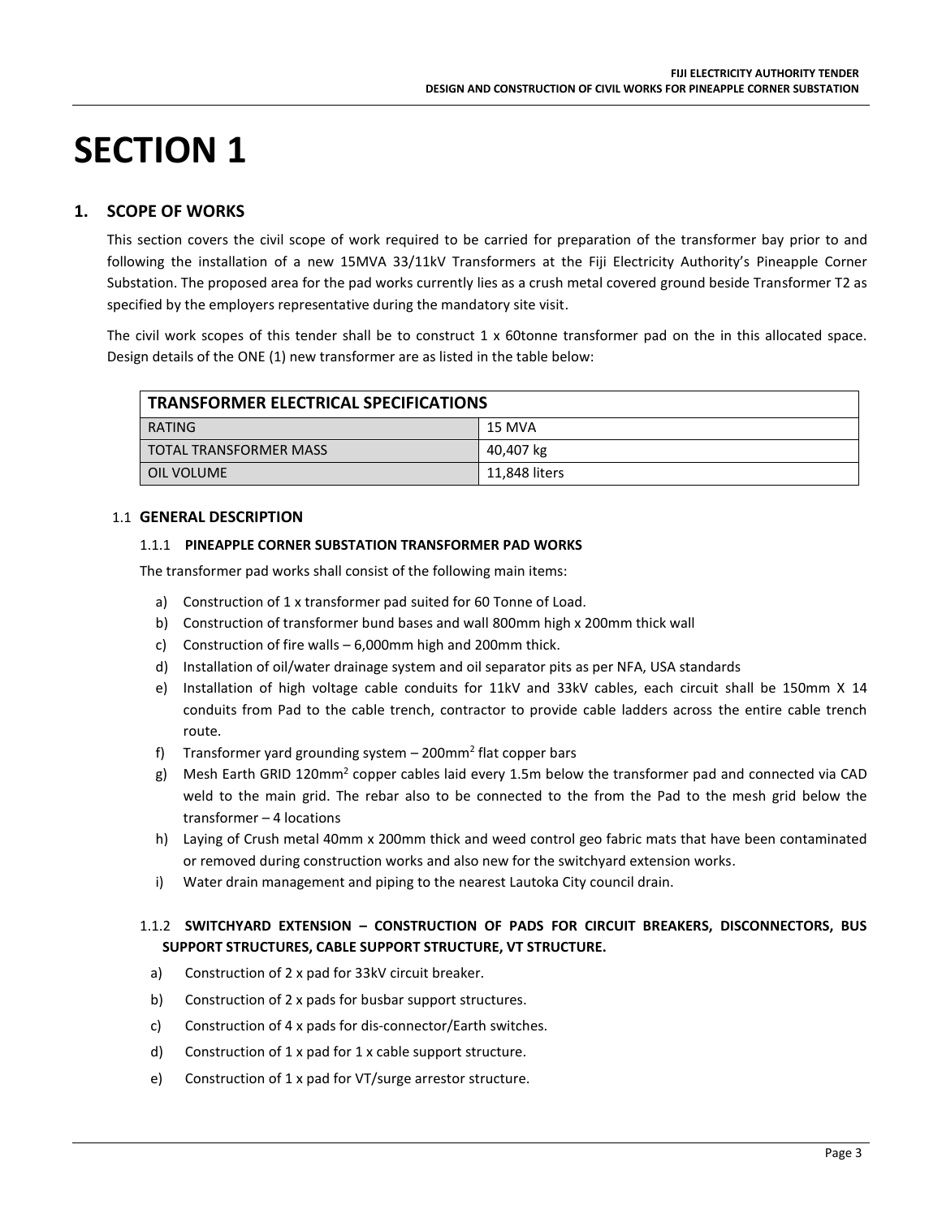# SECTION 1

## 1. SCOPE OF WORKS

This section covers the civil scope of work required to be carried for preparation of the transformer bay prior to and following the installation of a new 15MVA 33/11kV Transformers at the Fiji Electricity Authority's Pineapple Corner Substation. The proposed area for the pad works currently lies as a crush metal covered ground beside Transformer T2 as specified by the employers representative during the mandatory site visit.

The civil work scopes of this tender shall be to construct 1 x 60tonne transformer pad on the in this allocated space. Design details of the ONE (1) new transformer are as listed in the table below:

| TRANSFORMER ELECTRICAL SPECIFICATIONS | |
|---|---|
| RATING | 15 MVA |
| TOTAL TRANSFORMER MASS | 40,407 kg |
| OIL VOLUME | 11,848 liters |

### 1.1 GENERAL DESCRIPTION

#### 1.1.1 PINEAPPLE CORNER SUBSTATION TRANSFORMER PAD WORKS

The transformer pad works shall consist of the following main items:

a) Construction of 1 x transformer pad suited for 60 Tonne of Load.
b) Construction of transformer bund bases and wall 800mm high x 200mm thick wall
c) Construction of fire walls – 6,000mm high and 200mm thick.
d) Installation of oil/water drainage system and oil separator pits as per NFA, USA standards
e) Installation of high voltage cable conduits for 11kV and 33kV cables, each circuit shall be 150mm X 14 conduits from Pad to the cable trench, contractor to provide cable ladders across the entire cable trench route.
f) Transformer yard grounding system – 200mm$^2$ flat copper bars
g) Mesh Earth GRID 120mm$^2$ copper cables laid every 1.5m below the transformer pad and connected via CAD weld to the main grid. The rebar also to be connected to the from the Pad to the mesh grid below the transformer – 4 locations
h) Laying of Crush metal 40mm x 200mm thick and weed control geo fabric mats that have been contaminated or removed during construction works and also new for the switchyard extension works.
i) Water drain management and piping to the nearest Lautoka City council drain.

#### 1.1.2 SWITCHYARD EXTENSION – CONSTRUCTION OF PADS FOR CIRCUIT BREAKERS, DISCONNECTORS, BUS SUPPORT STRUCTURES, CABLE SUPPORT STRUCTURE, VT STRUCTURE.

a) Construction of 2 x pad for 33kV circuit breaker.
b) Construction of 2 x pads for busbar support structures.
c) Construction of 4 x pads for dis-connector/Earth switches.
d) Construction of 1 x pad for 1 x cable support structure.
e) Construction of 1 x pad for VT/surge arrestor structure.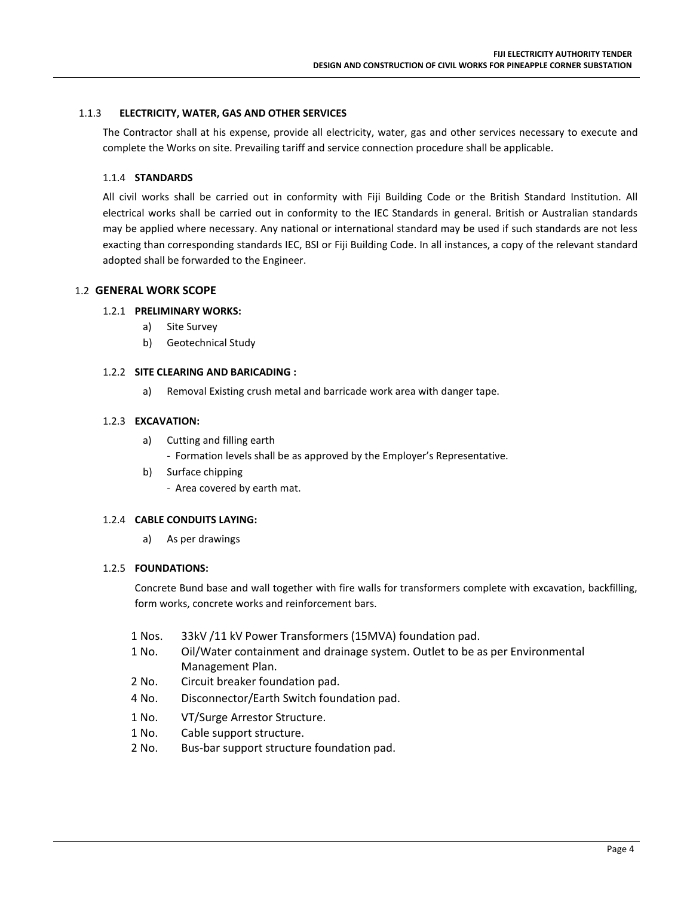#### 1.1.3 ELECTRICITY, WATER, GAS AND OTHER SERVICES

The Contractor shall at his expense, provide all electricity, water, gas and other services necessary to execute and complete the Works on site. Prevailing tariff and service connection procedure shall be applicable.

#### 1.1.4 STANDARDS

All civil works shall be carried out in conformity with Fiji Building Code or the British Standard Institution. All electrical works shall be carried out in conformity to the IEC Standards in general. British or Australian standards may be applied where necessary. Any national or international standard may be used if such standards are not less exacting than corresponding standards IEC, BSI or Fiji Building Code. In all instances, a copy of the relevant standard adopted shall be forwarded to the Engineer.

### 1.2 GENERAL WORK SCOPE

#### 1.2.1 PRELIMINARY WORKS:

a) Site Survey
b) Geotechnical Study

#### 1.2.2 SITE CLEARING AND BARICADING :

a) Removal Existing crush metal and barricade work area with danger tape.

#### 1.2.3 EXCAVATION:

a) Cutting and filling earth
   - Formation levels shall be as approved by the Employer's Representative.
b) Surface chipping
   - Area covered by earth mat.

#### 1.2.4 CABLE CONDUITS LAYING:

a) As per drawings

#### 1.2.5 FOUNDATIONS:

Concrete Bund base and wall together with fire walls for transformers complete with excavation, backfilling, form works, concrete works and reinforcement bars.

- 1 Nos. 33kV /11 kV Power Transformers (15MVA) foundation pad.
- 1 No. Oil/Water containment and drainage system. Outlet to be as per Environmental Management Plan.
- 2 No. Circuit breaker foundation pad.
- 4 No. Disconnector/Earth Switch foundation pad.
- 1 No. VT/Surge Arrestor Structure.
- 1 No. Cable support structure.
- 2 No. Bus-bar support structure foundation pad.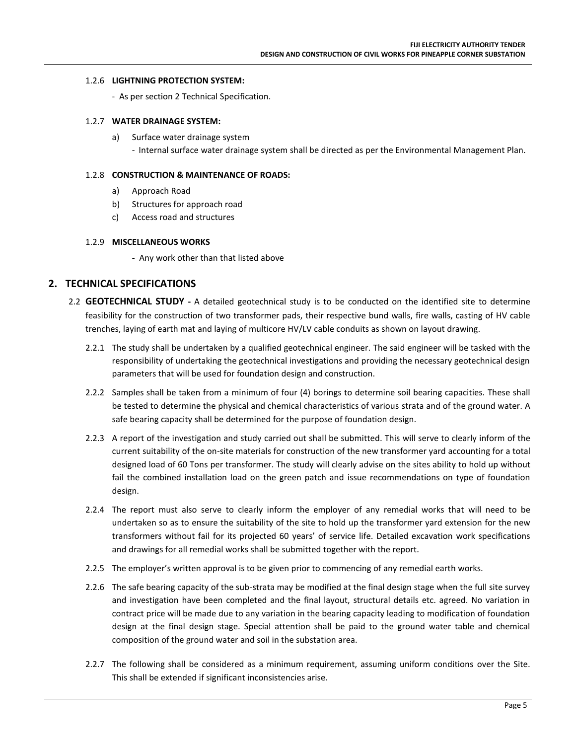#### 1.2.6 **LIGHTNING PROTECTION SYSTEM:**

- As per section 2 Technical Specification.

#### 1.2.7 **WATER DRAINAGE SYSTEM:**

a) Surface water drainage system
  - Internal surface water drainage system shall be directed as per the Environmental Management Plan.

#### 1.2.8 **CONSTRUCTION & MAINTENANCE OF ROADS:**

a) Approach Road
b) Structures for approach road
c) Access road and structures

#### 1.2.9 **MISCELLANEOUS WORKS**

- Any work other than that listed above

## 2. TECHNICAL SPECIFICATIONS

2.2 **GEOTECHNICAL STUDY -** A detailed geotechnical study is to be conducted on the identified site to determine feasibility for the construction of two transformer pads, their respective bund walls, fire walls, casting of HV cable trenches, laying of earth mat and laying of multicore HV/LV cable conduits as shown on layout drawing.

2.2.1 The study shall be undertaken by a qualified geotechnical engineer. The said engineer will be tasked with the responsibility of undertaking the geotechnical investigations and providing the necessary geotechnical design parameters that will be used for foundation design and construction.

2.2.2 Samples shall be taken from a minimum of four (4) borings to determine soil bearing capacities. These shall be tested to determine the physical and chemical characteristics of various strata and of the ground water. A safe bearing capacity shall be determined for the purpose of foundation design.

2.2.3 A report of the investigation and study carried out shall be submitted. This will serve to clearly inform of the current suitability of the on-site materials for construction of the new transformer yard accounting for a total designed load of 60 Tons per transformer. The study will clearly advise on the sites ability to hold up without fail the combined installation load on the green patch and issue recommendations on type of foundation design.

2.2.4 The report must also serve to clearly inform the employer of any remedial works that will need to be undertaken so as to ensure the suitability of the site to hold up the transformer yard extension for the new transformers without fail for its projected 60 years' of service life. Detailed excavation work specifications and drawings for all remedial works shall be submitted together with the report.

2.2.5 The employer's written approval is to be given prior to commencing of any remedial earth works.

2.2.6 The safe bearing capacity of the sub-strata may be modified at the final design stage when the full site survey and investigation have been completed and the final layout, structural details etc. agreed. No variation in contract price will be made due to any variation in the bearing capacity leading to modification of foundation design at the final design stage. Special attention shall be paid to the ground water table and chemical composition of the ground water and soil in the substation area.

2.2.7 The following shall be considered as a minimum requirement, assuming uniform conditions over the Site. This shall be extended if significant inconsistencies arise.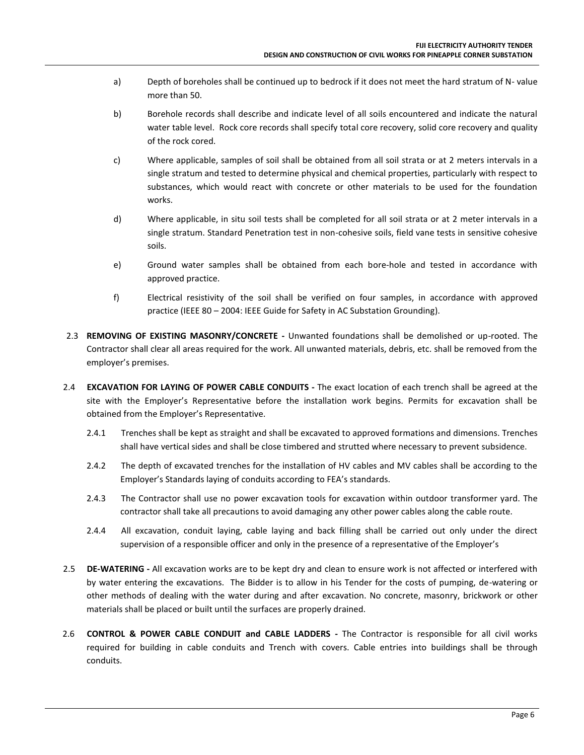a) Depth of boreholes shall be continued up to bedrock if it does not meet the hard stratum of N- value more than 50.

b) Borehole records shall describe and indicate level of all soils encountered and indicate the natural water table level. Rock core records shall specify total core recovery, solid core recovery and quality of the rock cored.

c) Where applicable, samples of soil shall be obtained from all soil strata or at 2 meters intervals in a single stratum and tested to determine physical and chemical properties, particularly with respect to substances, which would react with concrete or other materials to be used for the foundation works.

d) Where applicable, in situ soil tests shall be completed for all soil strata or at 2 meter intervals in a single stratum. Standard Penetration test in non-cohesive soils, field vane tests in sensitive cohesive soils.

e) Ground water samples shall be obtained from each bore-hole and tested in accordance with approved practice.

f) Electrical resistivity of the soil shall be verified on four samples, in accordance with approved practice (IEEE 80 – 2004: IEEE Guide for Safety in AC Substation Grounding).

2.3 **REMOVING OF EXISTING MASONRY/CONCRETE -** Unwanted foundations shall be demolished or up-rooted. The Contractor shall clear all areas required for the work. All unwanted materials, debris, etc. shall be removed from the employer's premises.

2.4 **EXCAVATION FOR LAYING OF POWER CABLE CONDUITS -** The exact location of each trench shall be agreed at the site with the Employer's Representative before the installation work begins. Permits for excavation shall be obtained from the Employer's Representative.

2.4.1 Trenches shall be kept as straight and shall be excavated to approved formations and dimensions. Trenches shall have vertical sides and shall be close timbered and strutted where necessary to prevent subsidence.

2.4.2 The depth of excavated trenches for the installation of HV cables and MV cables shall be according to the Employer's Standards laying of conduits according to FEA's standards.

2.4.3 The Contractor shall use no power excavation tools for excavation within outdoor transformer yard. The contractor shall take all precautions to avoid damaging any other power cables along the cable route.

2.4.4 All excavation, conduit laying, cable laying and back filling shall be carried out only under the direct supervision of a responsible officer and only in the presence of a representative of the Employer's

2.5 **DE-WATERING -** All excavation works are to be kept dry and clean to ensure work is not affected or interfered with by water entering the excavations. The Bidder is to allow in his Tender for the costs of pumping, de-watering or other methods of dealing with the water during and after excavation. No concrete, masonry, brickwork or other materials shall be placed or built until the surfaces are properly drained.

2.6 **CONTROL & POWER CABLE CONDUIT and CABLE LADDERS -** The Contractor is responsible for all civil works required for building in cable conduits and Trench with covers. Cable entries into buildings shall be through conduits.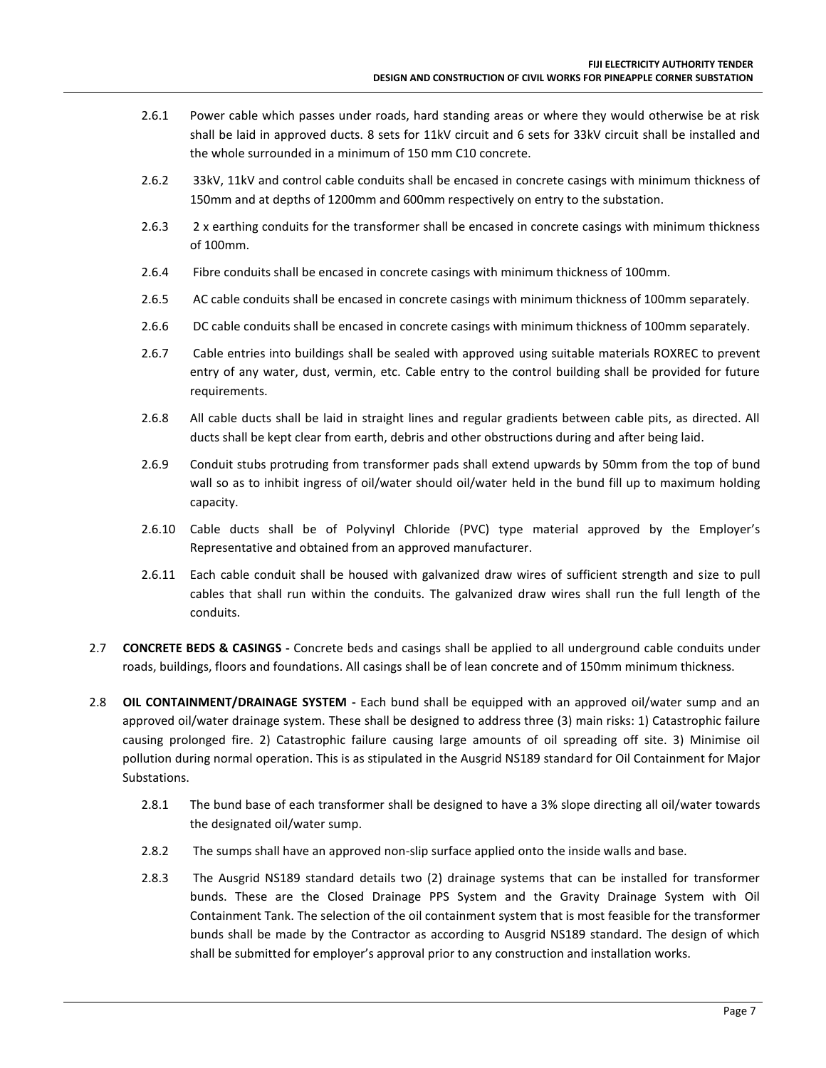2.6.1 Power cable which passes under roads, hard standing areas or where they would otherwise be at risk shall be laid in approved ducts. 8 sets for 11kV circuit and 6 sets for 33kV circuit shall be installed and the whole surrounded in a minimum of 150 mm C10 concrete.

2.6.2 33kV, 11kV and control cable conduits shall be encased in concrete casings with minimum thickness of 150mm and at depths of 1200mm and 600mm respectively on entry to the substation.

2.6.3 2 x earthing conduits for the transformer shall be encased in concrete casings with minimum thickness of 100mm.

2.6.4 Fibre conduits shall be encased in concrete casings with minimum thickness of 100mm.

2.6.5 AC cable conduits shall be encased in concrete casings with minimum thickness of 100mm separately.

2.6.6 DC cable conduits shall be encased in concrete casings with minimum thickness of 100mm separately.

2.6.7 Cable entries into buildings shall be sealed with approved using suitable materials ROXREC to prevent entry of any water, dust, vermin, etc. Cable entry to the control building shall be provided for future requirements.

2.6.8 All cable ducts shall be laid in straight lines and regular gradients between cable pits, as directed. All ducts shall be kept clear from earth, debris and other obstructions during and after being laid.

2.6.9 Conduit stubs protruding from transformer pads shall extend upwards by 50mm from the top of bund wall so as to inhibit ingress of oil/water should oil/water held in the bund fill up to maximum holding capacity.

2.6.10 Cable ducts shall be of Polyvinyl Chloride (PVC) type material approved by the Employer's Representative and obtained from an approved manufacturer.

2.6.11 Each cable conduit shall be housed with galvanized draw wires of sufficient strength and size to pull cables that shall run within the conduits. The galvanized draw wires shall run the full length of the conduits.

2.7 **CONCRETE BEDS & CASINGS -** Concrete beds and casings shall be applied to all underground cable conduits under roads, buildings, floors and foundations. All casings shall be of lean concrete and of 150mm minimum thickness.

2.8 **OIL CONTAINMENT/DRAINAGE SYSTEM -** Each bund shall be equipped with an approved oil/water sump and an approved oil/water drainage system. These shall be designed to address three (3) main risks: 1) Catastrophic failure causing prolonged fire. 2) Catastrophic failure causing large amounts of oil spreading off site. 3) Minimise oil pollution during normal operation. This is as stipulated in the Ausgrid NS189 standard for Oil Containment for Major Substations.

2.8.1 The bund base of each transformer shall be designed to have a 3% slope directing all oil/water towards the designated oil/water sump.

2.8.2 The sumps shall have an approved non-slip surface applied onto the inside walls and base.

2.8.3 The Ausgrid NS189 standard details two (2) drainage systems that can be installed for transformer bunds. These are the Closed Drainage PPS System and the Gravity Drainage System with Oil Containment Tank. The selection of the oil containment system that is most feasible for the transformer bunds shall be made by the Contractor as according to Ausgrid NS189 standard. The design of which shall be submitted for employer's approval prior to any construction and installation works.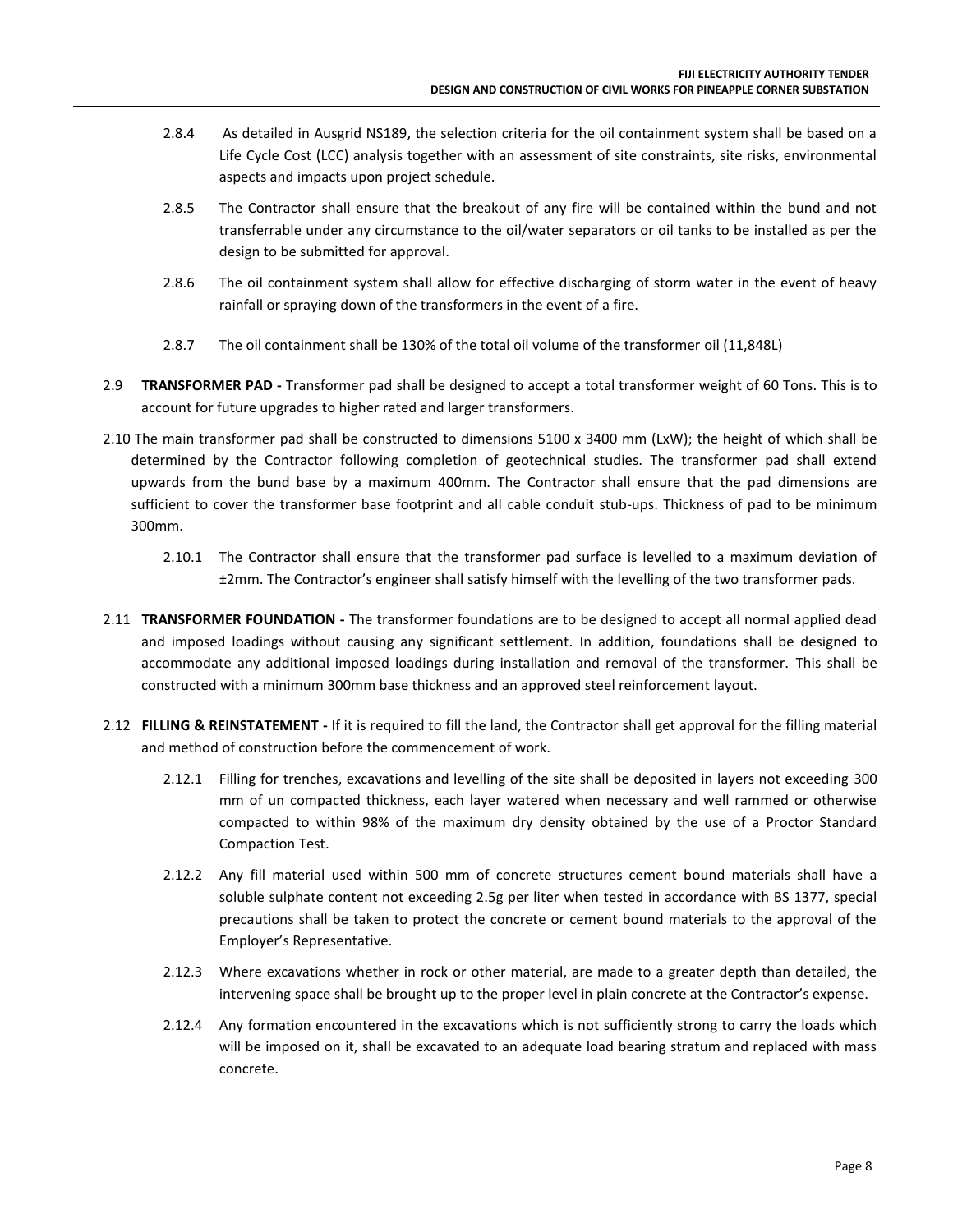2.8.4 As detailed in Ausgrid NS189, the selection criteria for the oil containment system shall be based on a Life Cycle Cost (LCC) analysis together with an assessment of site constraints, site risks, environmental aspects and impacts upon project schedule.

2.8.5 The Contractor shall ensure that the breakout of any fire will be contained within the bund and not transferrable under any circumstance to the oil/water separators or oil tanks to be installed as per the design to be submitted for approval.

2.8.6 The oil containment system shall allow for effective discharging of storm water in the event of heavy rainfall or spraying down of the transformers in the event of a fire.

2.8.7 The oil containment shall be 130% of the total oil volume of the transformer oil (11,848L)

2.9 **TRANSFORMER PAD -** Transformer pad shall be designed to accept a total transformer weight of 60 Tons. This is to account for future upgrades to higher rated and larger transformers.

2.10 The main transformer pad shall be constructed to dimensions 5100 x 3400 mm (LxW); the height of which shall be determined by the Contractor following completion of geotechnical studies. The transformer pad shall extend upwards from the bund base by a maximum 400mm. The Contractor shall ensure that the pad dimensions are sufficient to cover the transformer base footprint and all cable conduit stub-ups. Thickness of pad to be minimum 300mm.

2.10.1 The Contractor shall ensure that the transformer pad surface is levelled to a maximum deviation of ±2mm. The Contractor's engineer shall satisfy himself with the levelling of the two transformer pads.

2.11 **TRANSFORMER FOUNDATION -** The transformer foundations are to be designed to accept all normal applied dead and imposed loadings without causing any significant settlement. In addition, foundations shall be designed to accommodate any additional imposed loadings during installation and removal of the transformer. This shall be constructed with a minimum 300mm base thickness and an approved steel reinforcement layout.

2.12 **FILLING & REINSTATEMENT -** If it is required to fill the land, the Contractor shall get approval for the filling material and method of construction before the commencement of work.

2.12.1 Filling for trenches, excavations and levelling of the site shall be deposited in layers not exceeding 300 mm of un compacted thickness, each layer watered when necessary and well rammed or otherwise compacted to within 98% of the maximum dry density obtained by the use of a Proctor Standard Compaction Test.

2.12.2 Any fill material used within 500 mm of concrete structures cement bound materials shall have a soluble sulphate content not exceeding 2.5g per liter when tested in accordance with BS 1377, special precautions shall be taken to protect the concrete or cement bound materials to the approval of the Employer's Representative.

2.12.3 Where excavations whether in rock or other material, are made to a greater depth than detailed, the intervening space shall be brought up to the proper level in plain concrete at the Contractor's expense.

2.12.4 Any formation encountered in the excavations which is not sufficiently strong to carry the loads which will be imposed on it, shall be excavated to an adequate load bearing stratum and replaced with mass concrete.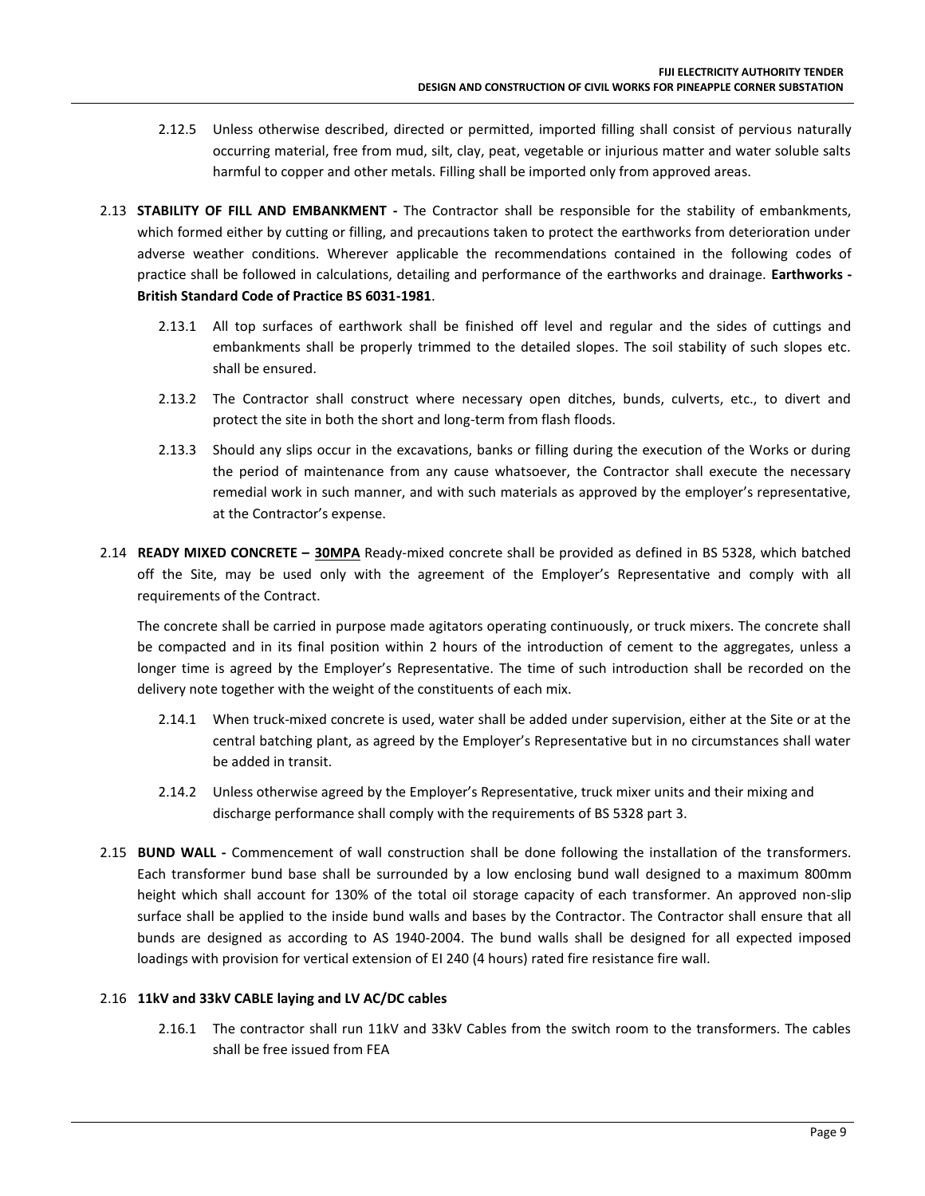2.12.5 Unless otherwise described, directed or permitted, imported filling shall consist of pervious naturally occurring material, free from mud, silt, clay, peat, vegetable or injurious matter and water soluble salts harmful to copper and other metals. Filling shall be imported only from approved areas.

2.13 **STABILITY OF FILL AND EMBANKMENT -** The Contractor shall be responsible for the stability of embankments, which formed either by cutting or filling, and precautions taken to protect the earthworks from deterioration under adverse weather conditions. Wherever applicable the recommendations contained in the following codes of practice shall be followed in calculations, detailing and performance of the earthworks and drainage. **Earthworks - British Standard Code of Practice BS 6031-1981**.

2.13.1 All top surfaces of earthwork shall be finished off level and regular and the sides of cuttings and embankments shall be properly trimmed to the detailed slopes. The soil stability of such slopes etc. shall be ensured.

2.13.2 The Contractor shall construct where necessary open ditches, bunds, culverts, etc., to divert and protect the site in both the short and long-term from flash floods.

2.13.3 Should any slips occur in the excavations, banks or filling during the execution of the Works or during the period of maintenance from any cause whatsoever, the Contractor shall execute the necessary remedial work in such manner, and with such materials as approved by the employer's representative, at the Contractor's expense.

2.14 **READY MIXED CONCRETE – <u>30MPA</u>** Ready-mixed concrete shall be provided as defined in BS 5328, which batched off the Site, may be used only with the agreement of the Employer's Representative and comply with all requirements of the Contract.

The concrete shall be carried in purpose made agitators operating continuously, or truck mixers. The concrete shall be compacted and in its final position within 2 hours of the introduction of cement to the aggregates, unless a longer time is agreed by the Employer's Representative. The time of such introduction shall be recorded on the delivery note together with the weight of the constituents of each mix.

2.14.1 When truck-mixed concrete is used, water shall be added under supervision, either at the Site or at the central batching plant, as agreed by the Employer's Representative but in no circumstances shall water be added in transit.

2.14.2 Unless otherwise agreed by the Employer's Representative, truck mixer units and their mixing and discharge performance shall comply with the requirements of BS 5328 part 3.

2.15 **BUND WALL -** Commencement of wall construction shall be done following the installation of the transformers. Each transformer bund base shall be surrounded by a low enclosing bund wall designed to a maximum 800mm height which shall account for 130% of the total oil storage capacity of each transformer. An approved non-slip surface shall be applied to the inside bund walls and bases by the Contractor. The Contractor shall ensure that all bunds are designed as according to AS 1940-2004. The bund walls shall be designed for all expected imposed loadings with provision for vertical extension of EI 240 (4 hours) rated fire resistance fire wall.

2.16 **11kV and 33kV CABLE laying and LV AC/DC cables**

2.16.1 The contractor shall run 11kV and 33kV Cables from the switch room to the transformers. The cables shall be free issued from FEA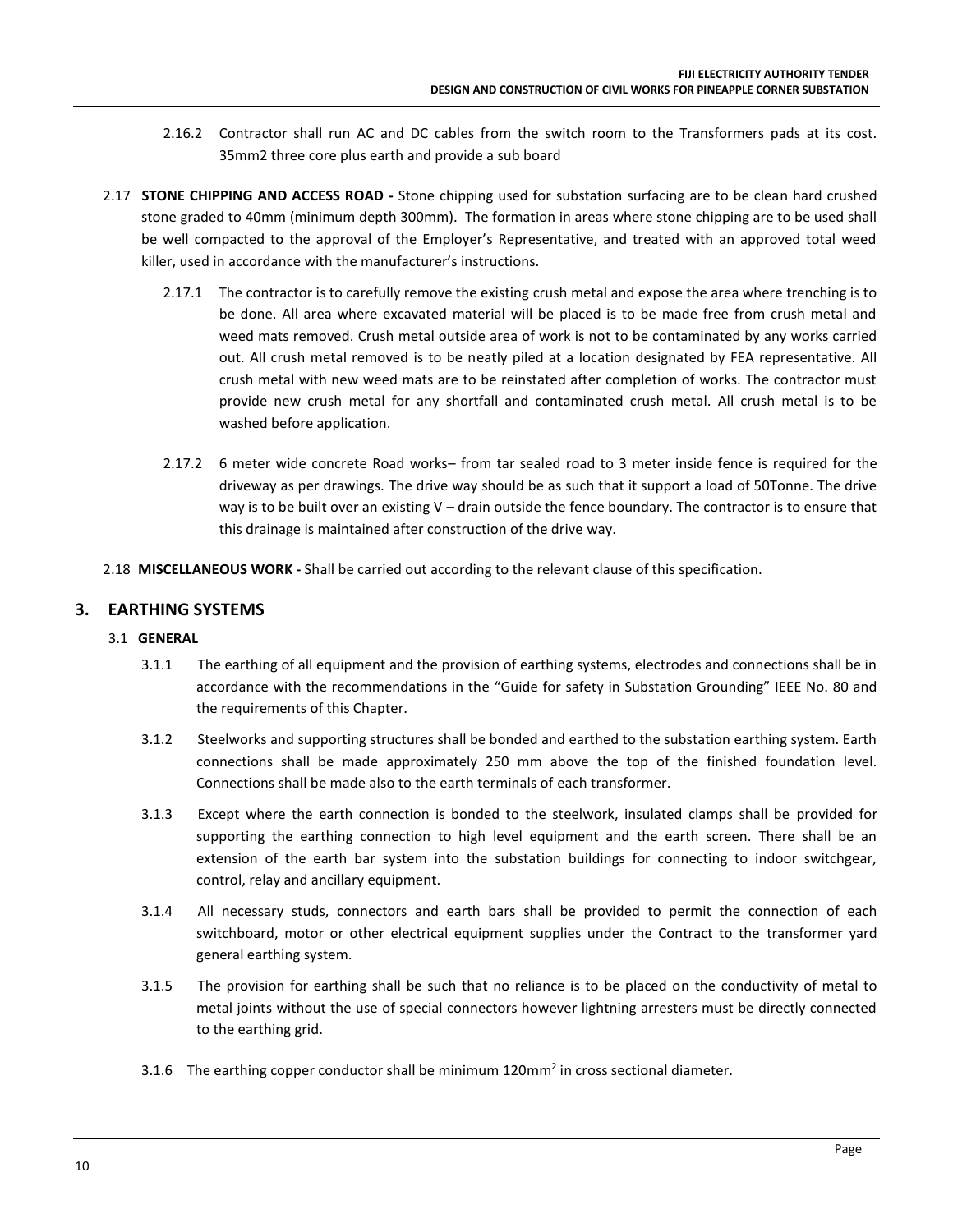2.16.2 Contractor shall run AC and DC cables from the switch room to the Transformers pads at its cost. 35mm2 three core plus earth and provide a sub board

2.17 **STONE CHIPPING AND ACCESS ROAD -** Stone chipping used for substation surfacing are to be clean hard crushed stone graded to 40mm (minimum depth 300mm). The formation in areas where stone chipping are to be used shall be well compacted to the approval of the Employer's Representative, and treated with an approved total weed killer, used in accordance with the manufacturer's instructions.

2.17.1 The contractor is to carefully remove the existing crush metal and expose the area where trenching is to be done. All area where excavated material will be placed is to be made free from crush metal and weed mats removed. Crush metal outside area of work is not to be contaminated by any works carried out. All crush metal removed is to be neatly piled at a location designated by FEA representative. All crush metal with new weed mats are to be reinstated after completion of works. The contractor must provide new crush metal for any shortfall and contaminated crush metal. All crush metal is to be washed before application.

2.17.2 6 meter wide concrete Road works– from tar sealed road to 3 meter inside fence is required for the driveway as per drawings. The drive way should be as such that it support a load of 50Tonne. The drive way is to be built over an existing V – drain outside the fence boundary. The contractor is to ensure that this drainage is maintained after construction of the drive way.

2.18 **MISCELLANEOUS WORK -** Shall be carried out according to the relevant clause of this specification.

## 3. EARTHING SYSTEMS

### 3.1 GENERAL

3.1.1 The earthing of all equipment and the provision of earthing systems, electrodes and connections shall be in accordance with the recommendations in the "Guide for safety in Substation Grounding" IEEE No. 80 and the requirements of this Chapter.

3.1.2 Steelworks and supporting structures shall be bonded and earthed to the substation earthing system. Earth connections shall be made approximately 250 mm above the top of the finished foundation level. Connections shall be made also to the earth terminals of each transformer.

3.1.3 Except where the earth connection is bonded to the steelwork, insulated clamps shall be provided for supporting the earthing connection to high level equipment and the earth screen. There shall be an extension of the earth bar system into the substation buildings for connecting to indoor switchgear, control, relay and ancillary equipment.

3.1.4 All necessary studs, connectors and earth bars shall be provided to permit the connection of each switchboard, motor or other electrical equipment supplies under the Contract to the transformer yard general earthing system.

3.1.5 The provision for earthing shall be such that no reliance is to be placed on the conductivity of metal to metal joints without the use of special connectors however lightning arresters must be directly connected to the earthing grid.

3.1.6 The earthing copper conductor shall be minimum 120mm$^2$ in cross sectional diameter.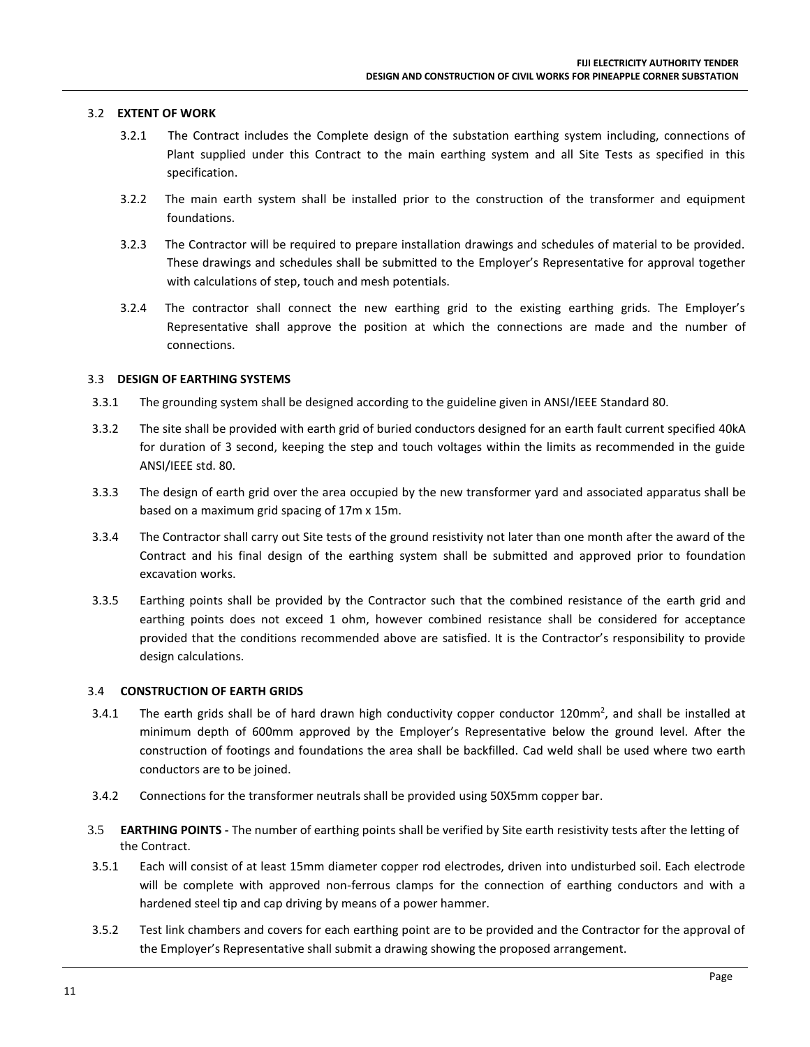### 3.2 EXTENT OF WORK

3.2.1 The Contract includes the Complete design of the substation earthing system including, connections of Plant supplied under this Contract to the main earthing system and all Site Tests as specified in this specification.

3.2.2 The main earth system shall be installed prior to the construction of the transformer and equipment foundations.

3.2.3 The Contractor will be required to prepare installation drawings and schedules of material to be provided. These drawings and schedules shall be submitted to the Employer's Representative for approval together with calculations of step, touch and mesh potentials.

3.2.4 The contractor shall connect the new earthing grid to the existing earthing grids. The Employer's Representative shall approve the position at which the connections are made and the number of connections.

### 3.3 DESIGN OF EARTHING SYSTEMS

3.3.1 The grounding system shall be designed according to the guideline given in ANSI/IEEE Standard 80.

3.3.2 The site shall be provided with earth grid of buried conductors designed for an earth fault current specified 40kA for duration of 3 second, keeping the step and touch voltages within the limits as recommended in the guide ANSI/IEEE std. 80.

3.3.3 The design of earth grid over the area occupied by the new transformer yard and associated apparatus shall be based on a maximum grid spacing of 17m x 15m.

3.3.4 The Contractor shall carry out Site tests of the ground resistivity not later than one month after the award of the Contract and his final design of the earthing system shall be submitted and approved prior to foundation excavation works.

3.3.5 Earthing points shall be provided by the Contractor such that the combined resistance of the earth grid and earthing points does not exceed 1 ohm, however combined resistance shall be considered for acceptance provided that the conditions recommended above are satisfied. It is the Contractor's responsibility to provide design calculations.

### 3.4 CONSTRUCTION OF EARTH GRIDS

3.4.1 The earth grids shall be of hard drawn high conductivity copper conductor 120mm$^2$, and shall be installed at minimum depth of 600mm approved by the Employer's Representative below the ground level. After the construction of footings and foundations the area shall be backfilled. Cad weld shall be used where two earth conductors are to be joined.

3.4.2 Connections for the transformer neutrals shall be provided using 50X5mm copper bar.

### 3.5 EARTHING POINTS - The number of earthing points shall be verified by Site earth resistivity tests after the letting of the Contract.

3.5.1 Each will consist of at least 15mm diameter copper rod electrodes, driven into undisturbed soil. Each electrode will be complete with approved non-ferrous clamps for the connection of earthing conductors and with a hardened steel tip and cap driving by means of a power hammer.

3.5.2 Test link chambers and covers for each earthing point are to be provided and the Contractor for the approval of the Employer's Representative shall submit a drawing showing the proposed arrangement.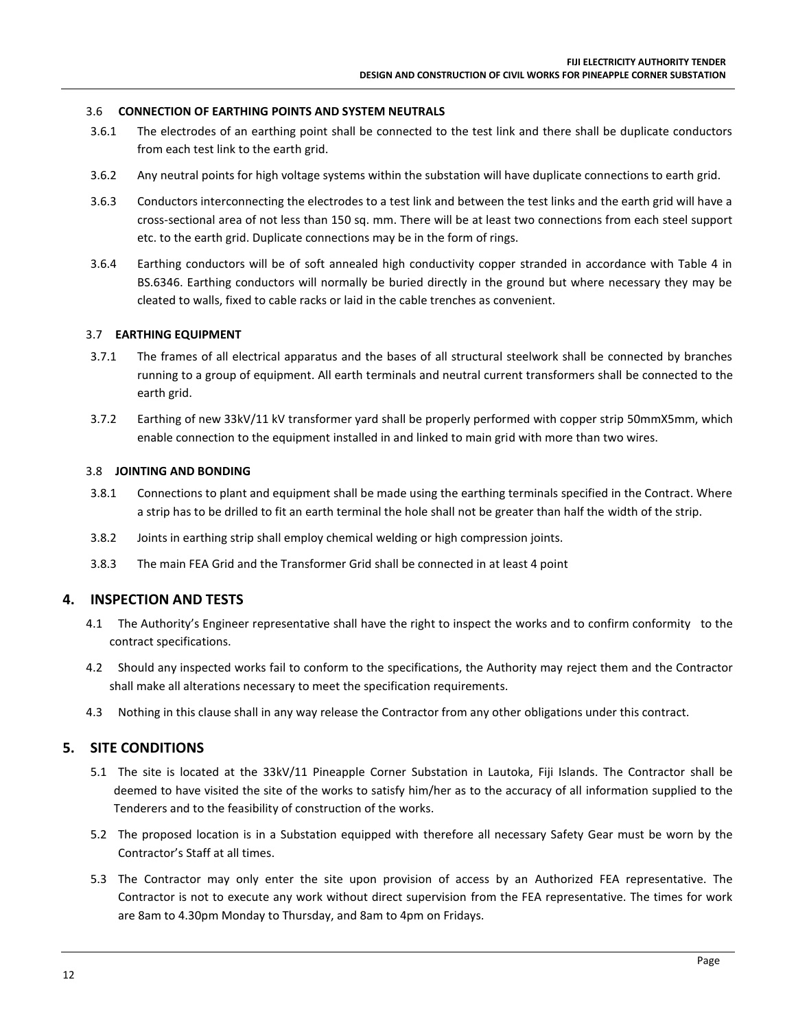### 3.6 CONNECTION OF EARTHING POINTS AND SYSTEM NEUTRALS

3.6.1 The electrodes of an earthing point shall be connected to the test link and there shall be duplicate conductors from each test link to the earth grid.

3.6.2 Any neutral points for high voltage systems within the substation will have duplicate connections to earth grid.

3.6.3 Conductors interconnecting the electrodes to a test link and between the test links and the earth grid will have a cross-sectional area of not less than 150 sq. mm. There will be at least two connections from each steel support etc. to the earth grid. Duplicate connections may be in the form of rings.

3.6.4 Earthing conductors will be of soft annealed high conductivity copper stranded in accordance with Table 4 in BS.6346. Earthing conductors will normally be buried directly in the ground but where necessary they may be cleated to walls, fixed to cable racks or laid in the cable trenches as convenient.

### 3.7 EARTHING EQUIPMENT

3.7.1 The frames of all electrical apparatus and the bases of all structural steelwork shall be connected by branches running to a group of equipment. All earth terminals and neutral current transformers shall be connected to the earth grid.

3.7.2 Earthing of new 33kV/11 kV transformer yard shall be properly performed with copper strip 50mmX5mm, which enable connection to the equipment installed in and linked to main grid with more than two wires.

### 3.8 JOINTING AND BONDING

3.8.1 Connections to plant and equipment shall be made using the earthing terminals specified in the Contract. Where a strip has to be drilled to fit an earth terminal the hole shall not be greater than half the width of the strip.

3.8.2 Joints in earthing strip shall employ chemical welding or high compression joints.

3.8.3 The main FEA Grid and the Transformer Grid shall be connected in at least 4 point

## 4. INSPECTION AND TESTS

4.1 The Authority's Engineer representative shall have the right to inspect the works and to confirm conformity to the contract specifications.

4.2 Should any inspected works fail to conform to the specifications, the Authority may reject them and the Contractor shall make all alterations necessary to meet the specification requirements.

4.3 Nothing in this clause shall in any way release the Contractor from any other obligations under this contract.

## 5. SITE CONDITIONS

5.1 The site is located at the 33kV/11 Pineapple Corner Substation in Lautoka, Fiji Islands. The Contractor shall be deemed to have visited the site of the works to satisfy him/her as to the accuracy of all information supplied to the Tenderers and to the feasibility of construction of the works.

5.2 The proposed location is in a Substation equipped with therefore all necessary Safety Gear must be worn by the Contractor's Staff at all times.

5.3 The Contractor may only enter the site upon provision of access by an Authorized FEA representative. The Contractor is not to execute any work without direct supervision from the FEA representative. The times for work are 8am to 4.30pm Monday to Thursday, and 8am to 4pm on Fridays.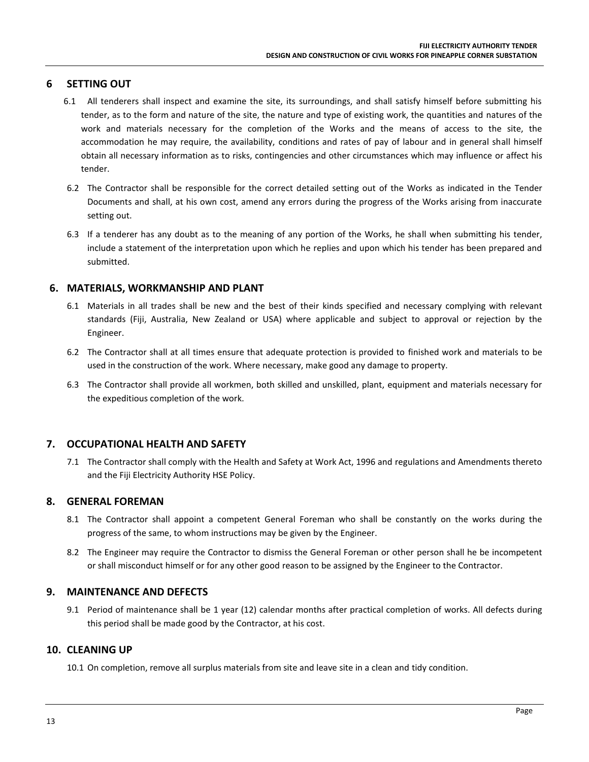## 6 SETTING OUT

6.1 All tenderers shall inspect and examine the site, its surroundings, and shall satisfy himself before submitting his tender, as to the form and nature of the site, the nature and type of existing work, the quantities and natures of the work and materials necessary for the completion of the Works and the means of access to the site, the accommodation he may require, the availability, conditions and rates of pay of labour and in general shall himself obtain all necessary information as to risks, contingencies and other circumstances which may influence or affect his tender.

6.2 The Contractor shall be responsible for the correct detailed setting out of the Works as indicated in the Tender Documents and shall, at his own cost, amend any errors during the progress of the Works arising from inaccurate setting out.

6.3 If a tenderer has any doubt as to the meaning of any portion of the Works, he shall when submitting his tender, include a statement of the interpretation upon which he replies and upon which his tender has been prepared and submitted.

## 6. MATERIALS, WORKMANSHIP AND PLANT

6.1 Materials in all trades shall be new and the best of their kinds specified and necessary complying with relevant standards (Fiji, Australia, New Zealand or USA) where applicable and subject to approval or rejection by the Engineer.

6.2 The Contractor shall at all times ensure that adequate protection is provided to finished work and materials to be used in the construction of the work. Where necessary, make good any damage to property.

6.3 The Contractor shall provide all workmen, both skilled and unskilled, plant, equipment and materials necessary for the expeditious completion of the work.

## 7. OCCUPATIONAL HEALTH AND SAFETY

7.1 The Contractor shall comply with the Health and Safety at Work Act, 1996 and regulations and Amendments thereto and the Fiji Electricity Authority HSE Policy.

## 8. GENERAL FOREMAN

8.1 The Contractor shall appoint a competent General Foreman who shall be constantly on the works during the progress of the same, to whom instructions may be given by the Engineer.

8.2 The Engineer may require the Contractor to dismiss the General Foreman or other person shall he be incompetent or shall misconduct himself or for any other good reason to be assigned by the Engineer to the Contractor.

## 9. MAINTENANCE AND DEFECTS

9.1 Period of maintenance shall be 1 year (12) calendar months after practical completion of works. All defects during this period shall be made good by the Contractor, at his cost.

## 10. CLEANING UP

10.1 On completion, remove all surplus materials from site and leave site in a clean and tidy condition.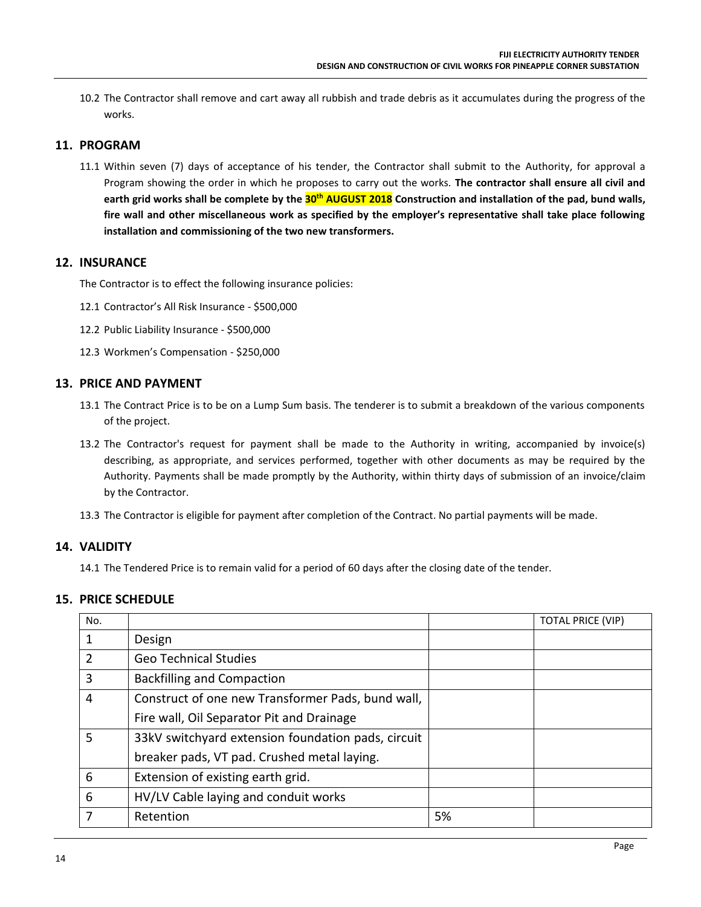10.2 The Contractor shall remove and cart away all rubbish and trade debris as it accumulates during the progress of the works.

## 11. PROGRAM

11.1 Within seven (7) days of acceptance of his tender, the Contractor shall submit to the Authority, for approval a Program showing the order in which he proposes to carry out the works. **The contractor shall ensure all civil and earth grid works shall be complete by the 30th AUGUST 2018 Construction and installation of the pad, bund walls, fire wall and other miscellaneous work as specified by the employer's representative shall take place following installation and commissioning of the two new transformers.**

## 12. INSURANCE

The Contractor is to effect the following insurance policies:

12.1 Contractor's All Risk Insurance - $500,000

12.2 Public Liability Insurance - $500,000

12.3 Workmen's Compensation - $250,000

## 13. PRICE AND PAYMENT

13.1 The Contract Price is to be on a Lump Sum basis. The tenderer is to submit a breakdown of the various components of the project.

13.2 The Contractor's request for payment shall be made to the Authority in writing, accompanied by invoice(s) describing, as appropriate, and services performed, together with other documents as may be required by the Authority. Payments shall be made promptly by the Authority, within thirty days of submission of an invoice/claim by the Contractor.

13.3 The Contractor is eligible for payment after completion of the Contract. No partial payments will be made.

## 14. VALIDITY

14.1 The Tendered Price is to remain valid for a period of 60 days after the closing date of the tender.

## 15. PRICE SCHEDULE

| No. | | | TOTAL PRICE (VIP) |
|---|---|---|---|
| 1 | Design | | |
| 2 | Geo Technical Studies | | |
| 3 | Backfilling and Compaction | | |
| 4 | Construct of one new Transformer Pads, bund wall, Fire wall, Oil Separator Pit and Drainage | | |
| 5 | 33kV switchyard extension foundation pads, circuit breaker pads, VT pad. Crushed metal laying. | | |
| 6 | Extension of existing earth grid. | | |
| 6 | HV/LV Cable laying and conduit works | | |
| 7 | Retention | 5% | |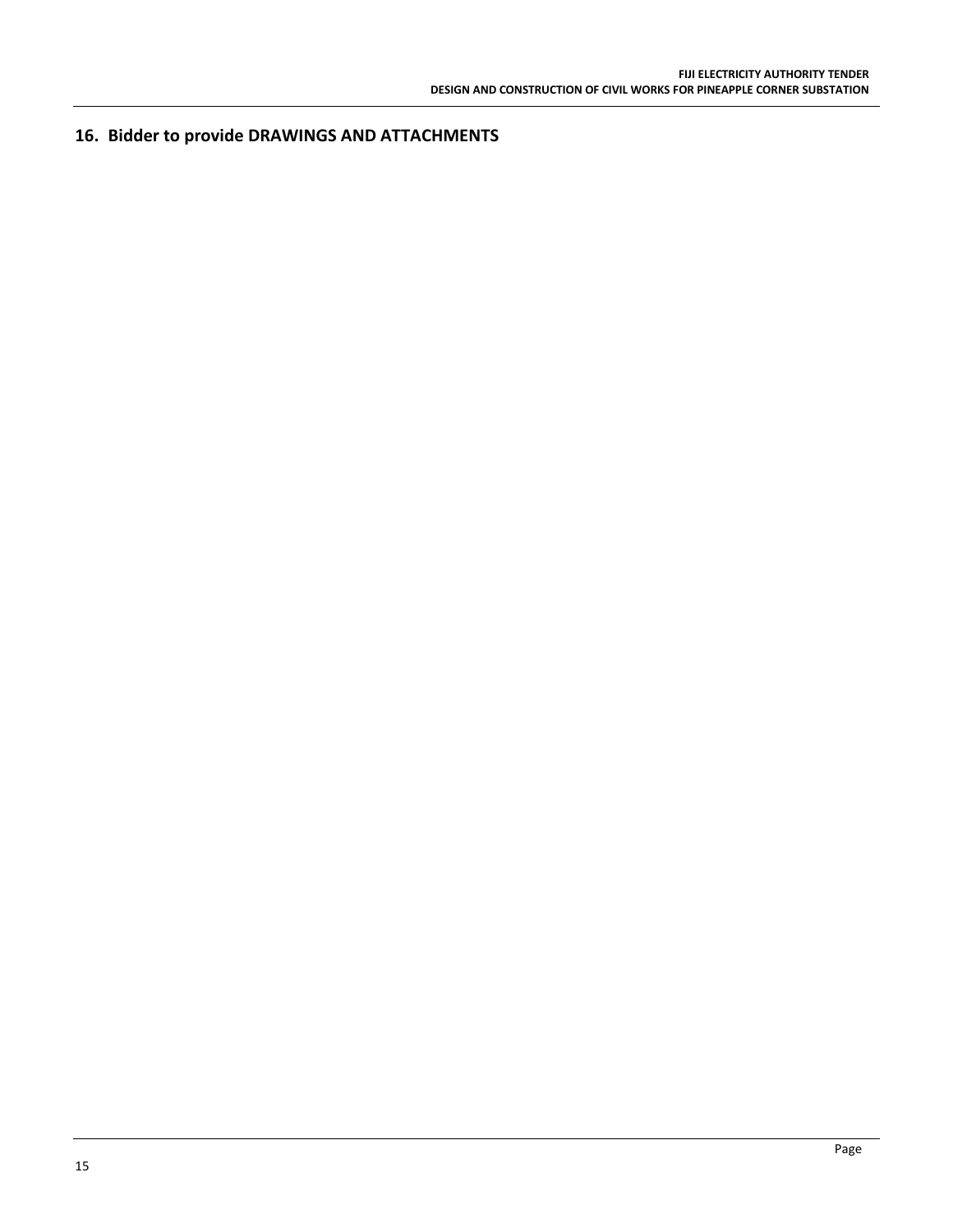## 16. Bidder to provide DRAWINGS AND ATTACHMENTS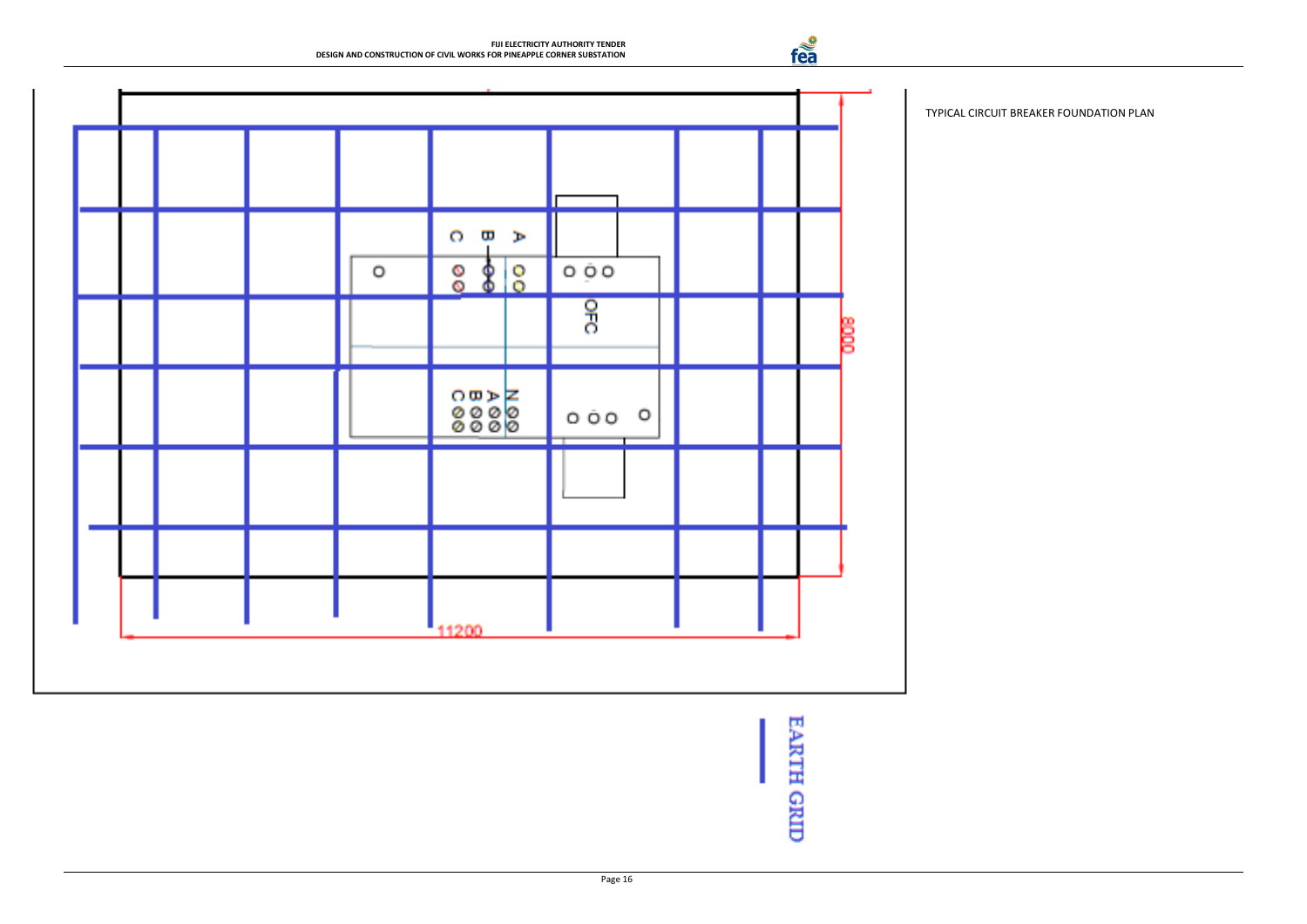TYPICAL CIRCUIT BREAKER FOUNDATION PLAN

A
B
C

OFC

N
A
B
C

8000

11200

EARTH GRID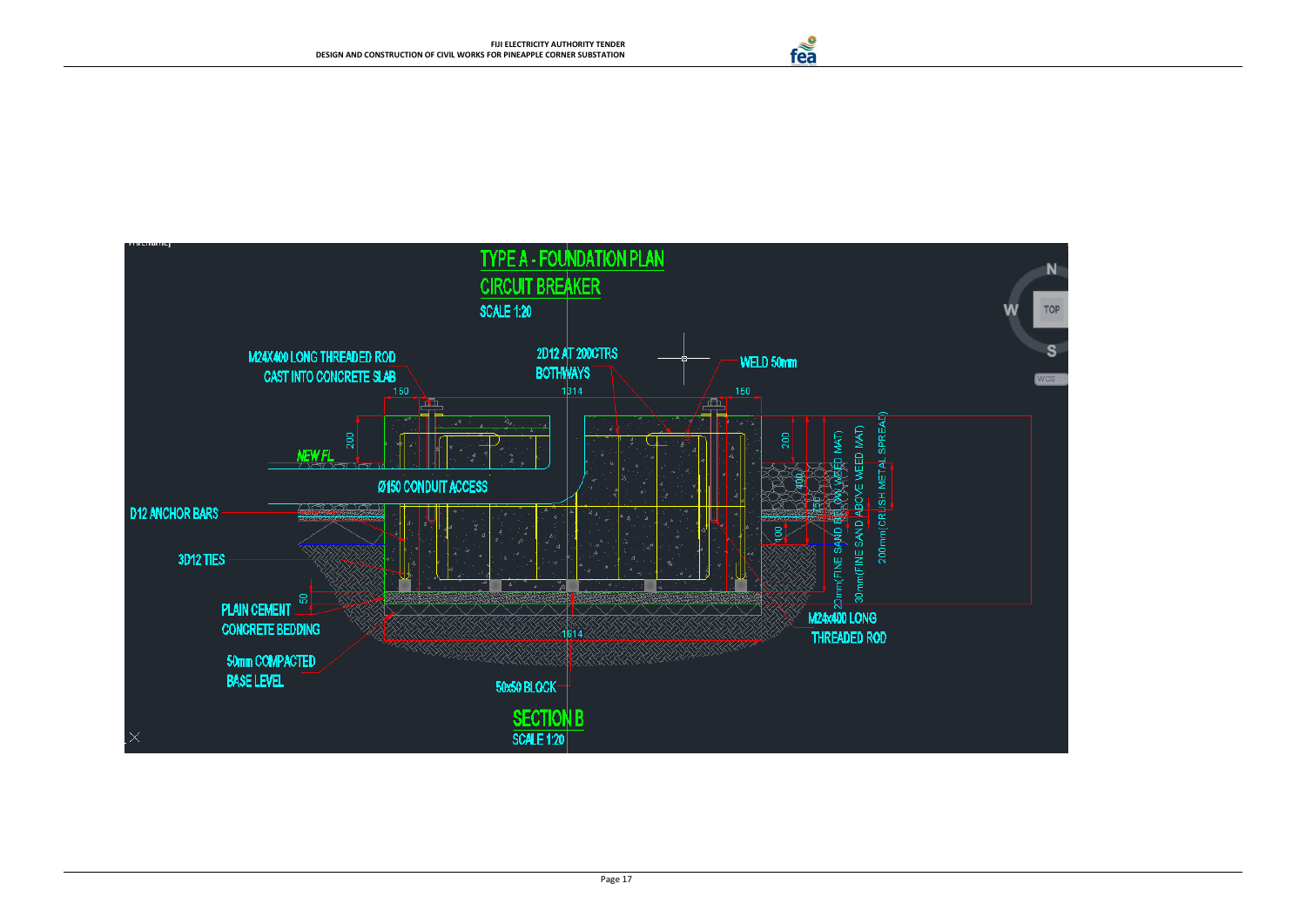TYPE A - FOUNDATION PLAN

CIRCUIT BREAKER

SCALE 1:20

M24X400 LONG THREADED ROD CAST INTO CONCRETE SLAB

2D12 AT 200CTRS BOTHWAYS

WELD 50mm

150

1314

150

200

NEW FL

Ø150 CONDUIT ACCESS

D12 ANCHOR BARS

3D12 TIES

PLAIN CEMENT CONCRETE BEDDING

50

50mm COMPACTED BASE LEVEL

1614

50x50 BLOCK

200

100

100

20mm(FINE SAND BELOW WEED MAT)

30mm(FINE SAND ABOVE WEED MAT)

200mm(CRUSH METAL SPREAD)

M24x400 LONG THREADED ROD

SECTION B

SCALE 1:20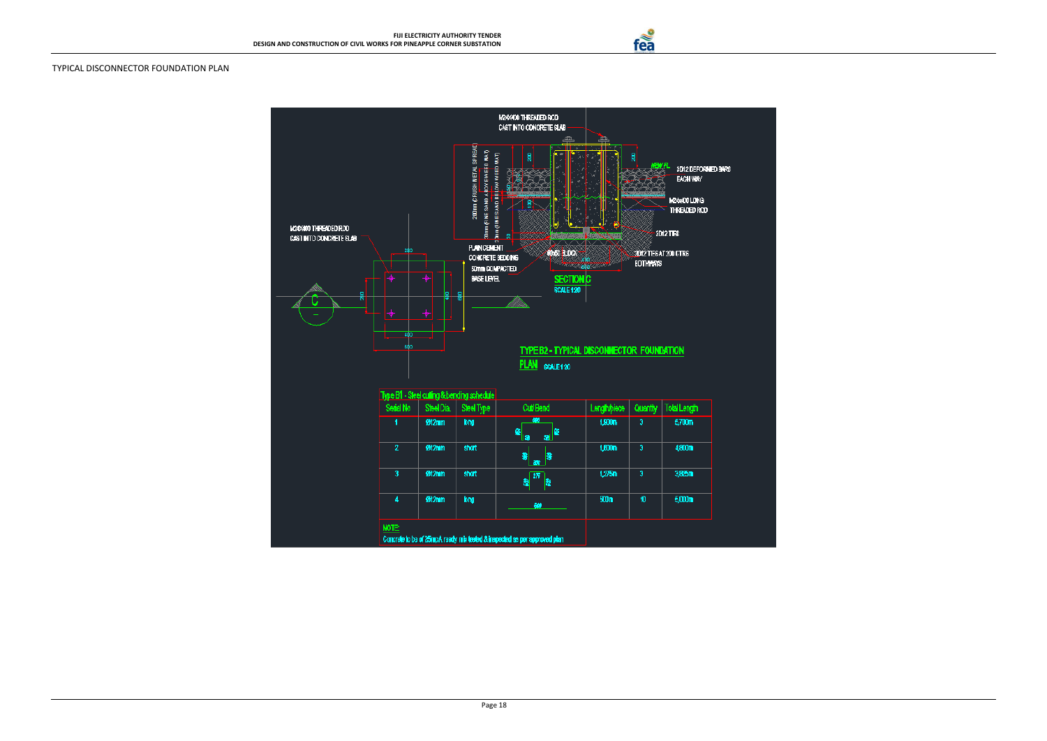TYPICAL DISCONNECTOR FOUNDATION PLAN

M24X400 THREADED ROD CAST INTO CONCRETE SLAB

NEW FL

3D12 DEFORMED BARS EACH WAY

M24x400 LONG THREADED ROD

3D12 TIES

3D12 TIES AT 200 CTRS BOTHWAYS

200mm CRUSH METAL SPREAD

30mm FINE SAND ABOVE WEED MAT

30mm FINE SAND BELOW WEED MAT

PLAIN CEMENT CONCRETE BEDDING

50mm COMPACTED BASE LEVEL

M24X400 THREADED ROD CAST INTO CONCRETE SLAB

SECTION C
SCALE 1:20

TYPE B2 - TYPICAL DISCONNECTOR FOUNDATION PLAN SCALE 1:20

Type B1 - Steel cutting & bending schedule

| Serial No | Steel Dia. | Steel Type | Cut/Bend | Length/piece | Quantity | Total Length |
|---|---|---|---|---|---|---|
| 1 | Ø12mm | long | 400 | 1,900m | 3 | 5,700m |
| 2 | Ø12mm | short | 375 | 1,600m | 3 | 4,800m |
| 3 | Ø12mm | short | 375 | 1,275m | 3 | 3,825m |
| 4 | Ø12mm | long | 500 | 500m | 10 | 5,000m |

NOTE:
Concrete to be of 25mpA ready mix tested & inspected as per approved plan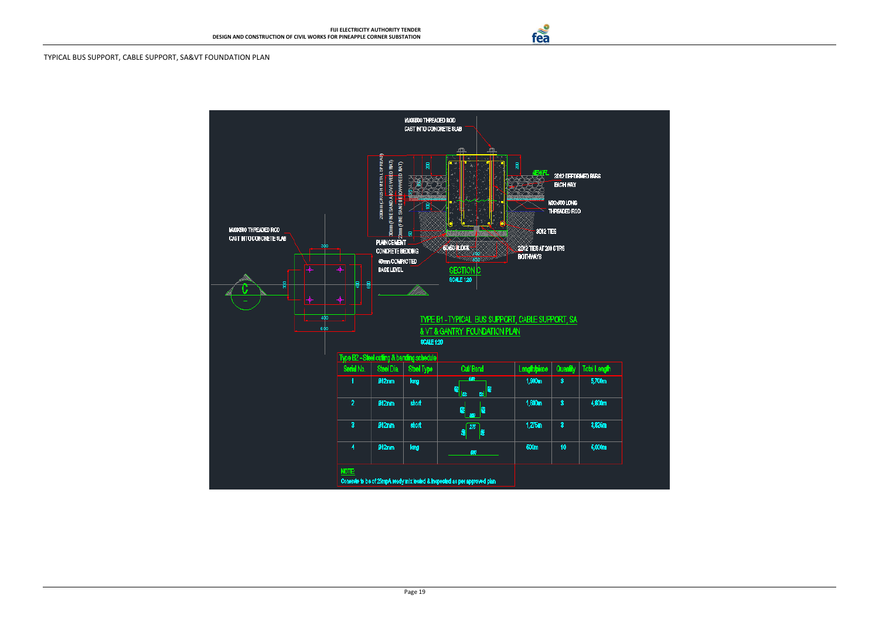TYPICAL BUS SUPPORT, CABLE SUPPORT, SA&VT FOUNDATION PLAN

M20X500 THREADED ROD CAST INTO CONCRETE SLAB

200mm CRUSH METAL (SPREAD)

30mm (FINE SAND ABOVE WEED MAT)

20mm (FINE SAND BELOW WEED MAT)

NEW FL

3Ø12 DEFORMED BARS EACH WAY

M20x500 LONG THREADED ROD

3Ø12 TIES

PLAIN CEMENT CONCRETE BEDDING

40mm COMPACTED BASE LEVEL

600x600 BLOCK

2Ø12 TIES AT 200 CTRS BOTHWAYS

SECTION C
SCALE 1:20

TYPE B1 - TYPICAL BUS SUPPORT, CABLE SUPPORT, SA & VT & GANTRY FOUNDATION PLAN
SCALE 1:20

Type B2 - Steel cutting & bending schedule

| Serial No. | Steel Dia | Steel Type | Cut/ Bend | Length/piece | Quantity | Total Length |
|---|---|---|---|---|---|---|
| 1 | Ø12mm | long | | 1,900m | 3 | 5,700m |
| 2 | Ø12mm | short | | 1,600m | 3 | 4,800m |
| 3 | Ø12mm | short | 275 | 1,275m | 3 | 3,825m |
| 4 | Ø12mm | long | 600 | 600m | 10 | 6,000m |

NOTE:
Concrete to be of 25mpA ready mix tested & inspected as per approved plan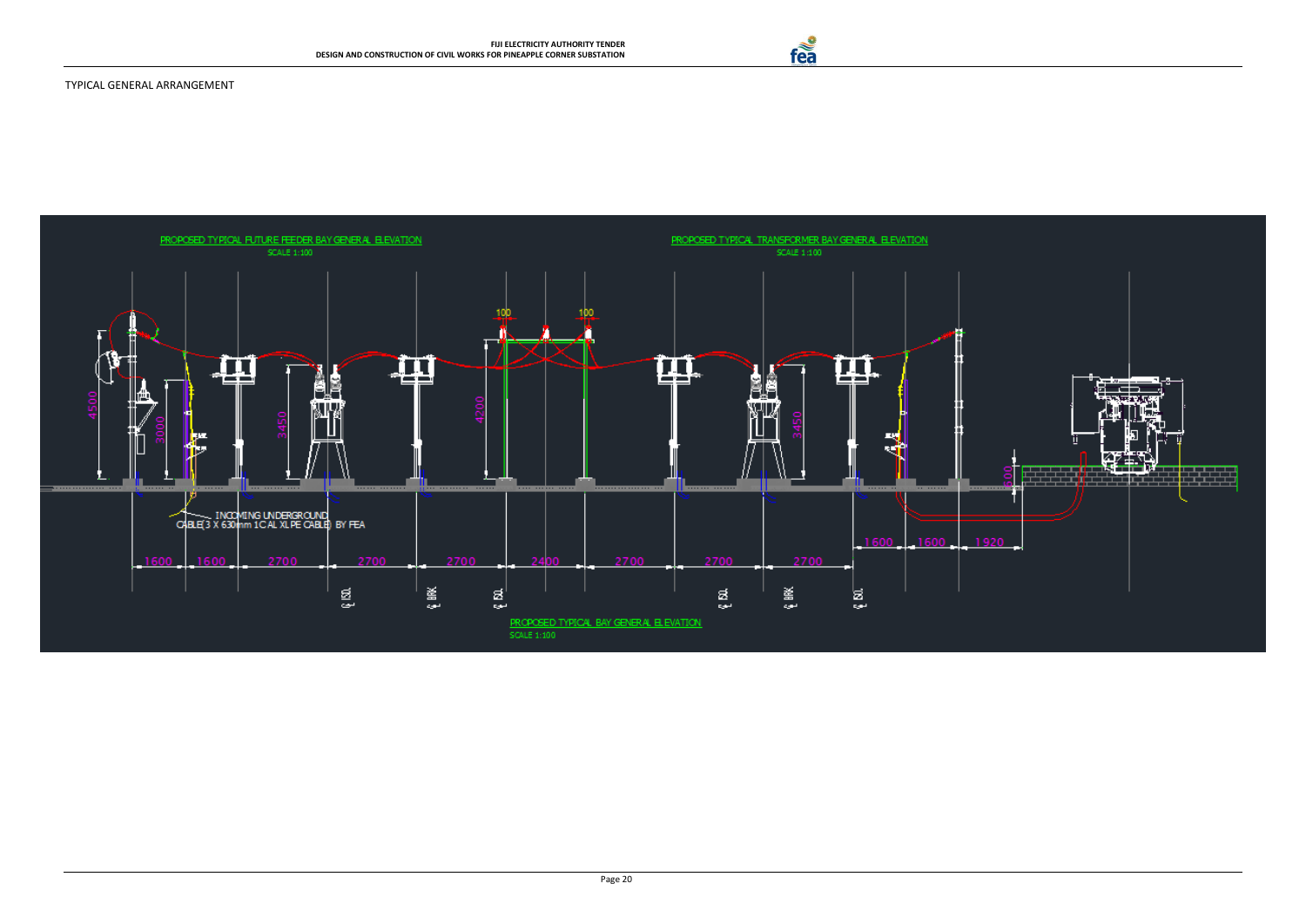TYPICAL GENERAL ARRANGEMENT

PROPOSED TYPICAL FUTURE FEEDER BAY GENERAL ELEVATION
SCALE 1:100

PROPOSED TYPICAL TRANSFORMER BAY GENERAL ELEVATION
SCALE 1:100

INCOMING UNDERGROUND CABLE(3 X 630mm 1C AL XLPE CABLE) BY FEA

PROPOSED TYPICAL BAY GENERAL ELEVATION
SCALE 1:100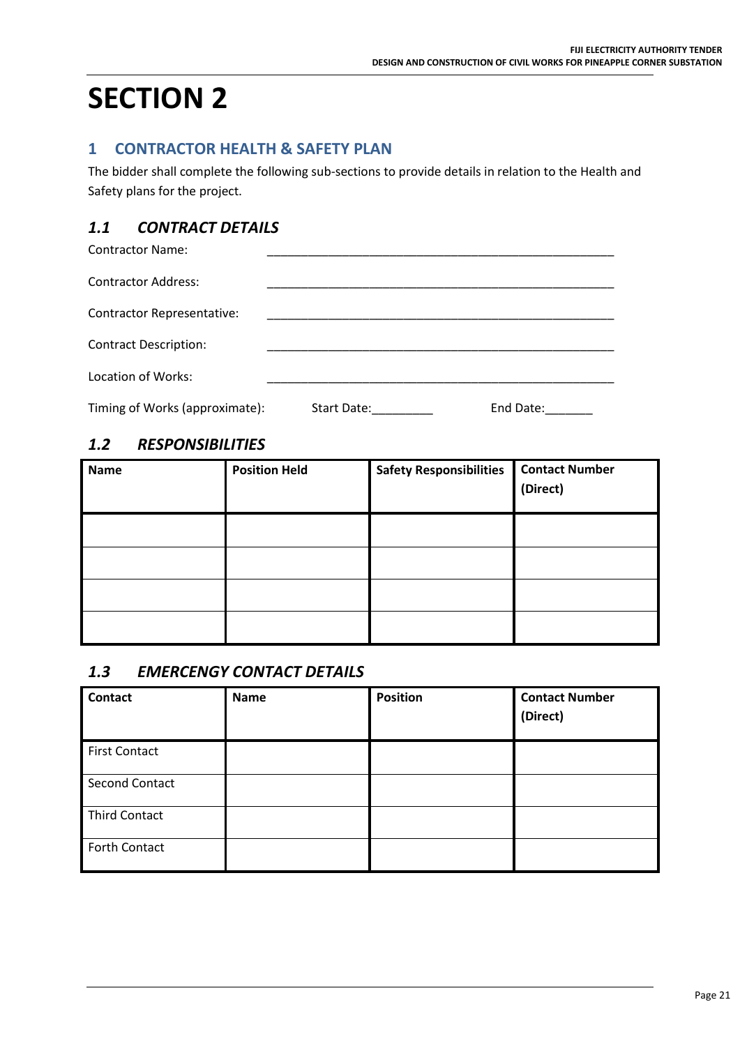# SECTION 2

## 1 CONTRACTOR HEALTH & SAFETY PLAN

The bidder shall complete the following sub-sections to provide details in relation to the Health and Safety plans for the project.

### *1.1 CONTRACT DETAILS*

Contractor Name: ____________________________________________________

Contractor Address: ____________________________________________________

Contractor Representative: ____________________________________________________

Contract Description: ____________________________________________________

Location of Works: ____________________________________________________

Timing of Works (approximate): Start Date:_________ End Date:_______

### *1.2 RESPONSIBILITIES*

| **Name** | **Position Held** | **Safety Responsibilities** | **Contact Number (Direct)** |
|---|---|---|---|
| | | | |
| | | | |
| | | | |
| | | | |

### *1.3 EMERCENGY CONTACT DETAILS*

| **Contact** | **Name** | **Position** | **Contact Number (Direct)** |
|---|---|---|---|
| First Contact | | | |
| Second Contact | | | |
| Third Contact | | | |
| Forth Contact | | | |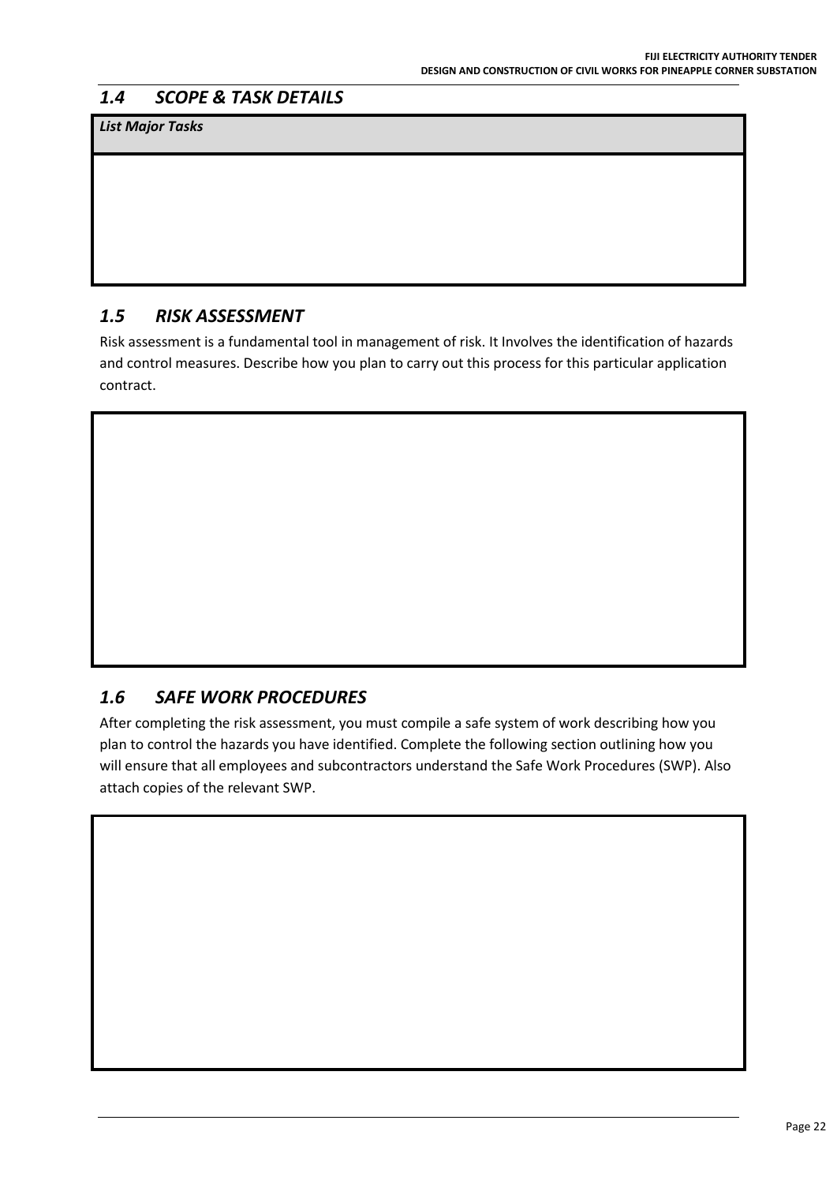## *1.4 SCOPE & TASK DETAILS*

| *List Major Tasks* |
| --- |
| |

## *1.5 RISK ASSESSMENT*

Risk assessment is a fundamental tool in management of risk. It Involves the identification of hazards and control measures. Describe how you plan to carry out this process for this particular application contract.

| |
| --- |
| |

## *1.6 SAFE WORK PROCEDURES*

After completing the risk assessment, you must compile a safe system of work describing how you plan to control the hazards you have identified. Complete the following section outlining how you will ensure that all employees and subcontractors understand the Safe Work Procedures (SWP). Also attach copies of the relevant SWP.

| |
| --- |
| |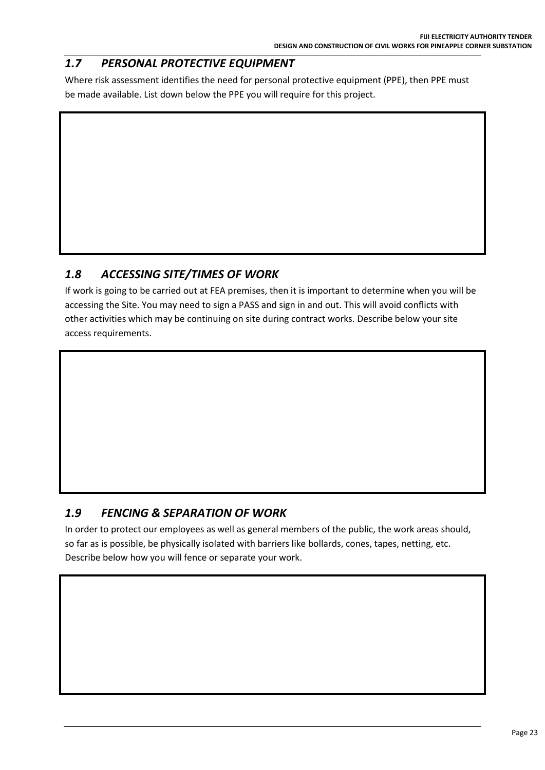## *1.7 PERSONAL PROTECTIVE EQUIPMENT*

Where risk assessment identifies the need for personal protective equipment (PPE), then PPE must be made available. List down below the PPE you will require for this project.

## *1.8 ACCESSING SITE/TIMES OF WORK*

If work is going to be carried out at FEA premises, then it is important to determine when you will be accessing the Site. You may need to sign a PASS and sign in and out. This will avoid conflicts with other activities which may be continuing on site during contract works. Describe below your site access requirements.

## *1.9 FENCING & SEPARATION OF WORK*

In order to protect our employees as well as general members of the public, the work areas should, so far as is possible, be physically isolated with barriers like bollards, cones, tapes, netting, etc. Describe below how you will fence or separate your work.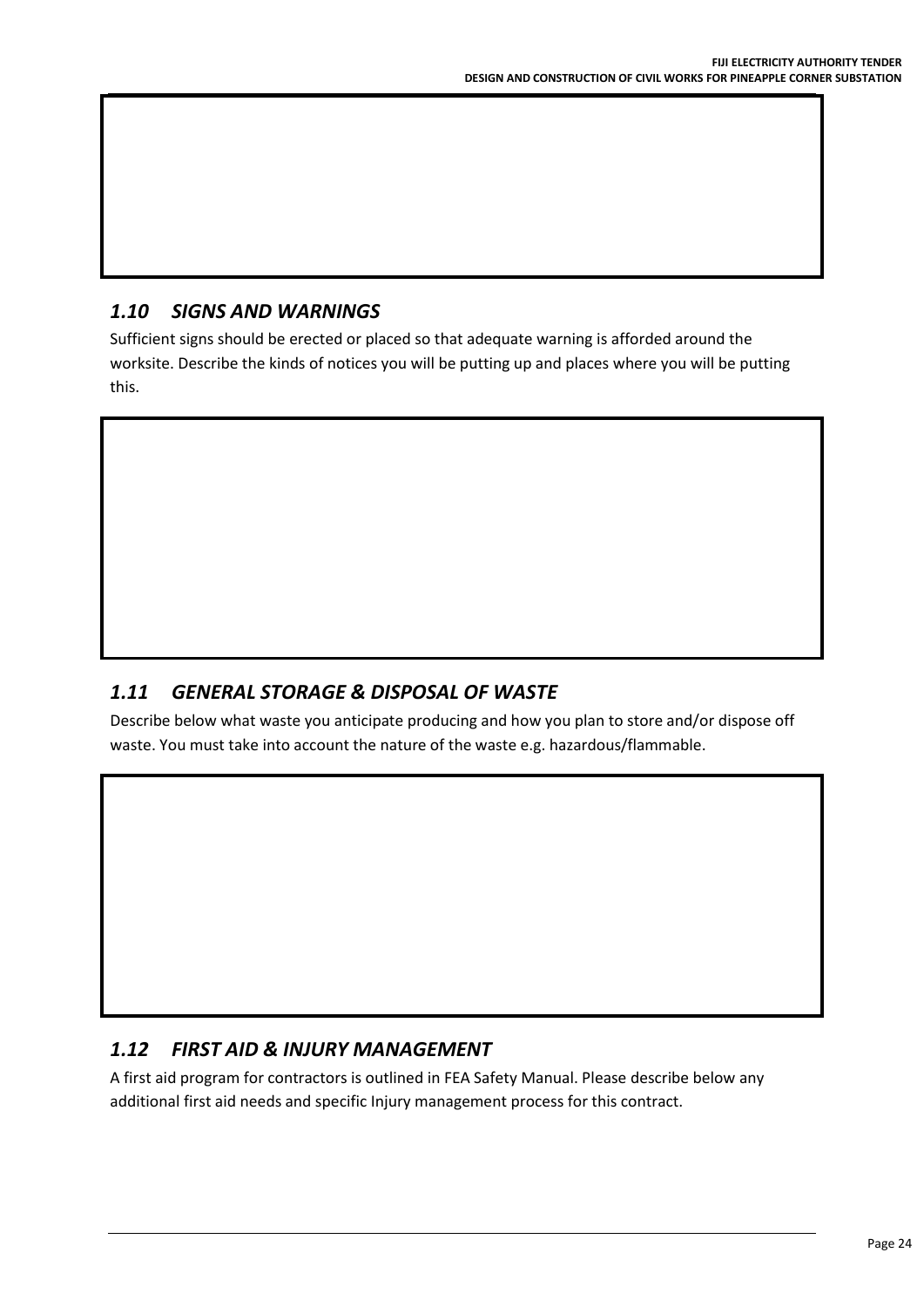### *1.10 SIGNS AND WARNINGS*

Sufficient signs should be erected or placed so that adequate warning is afforded around the worksite. Describe the kinds of notices you will be putting up and places where you will be putting this.

### *1.11 GENERAL STORAGE & DISPOSAL OF WASTE*

Describe below what waste you anticipate producing and how you plan to store and/or dispose off waste. You must take into account the nature of the waste e.g. hazardous/flammable.

### *1.12 FIRST AID & INJURY MANAGEMENT*

A first aid program for contractors is outlined in FEA Safety Manual. Please describe below any additional first aid needs and specific Injury management process for this contract.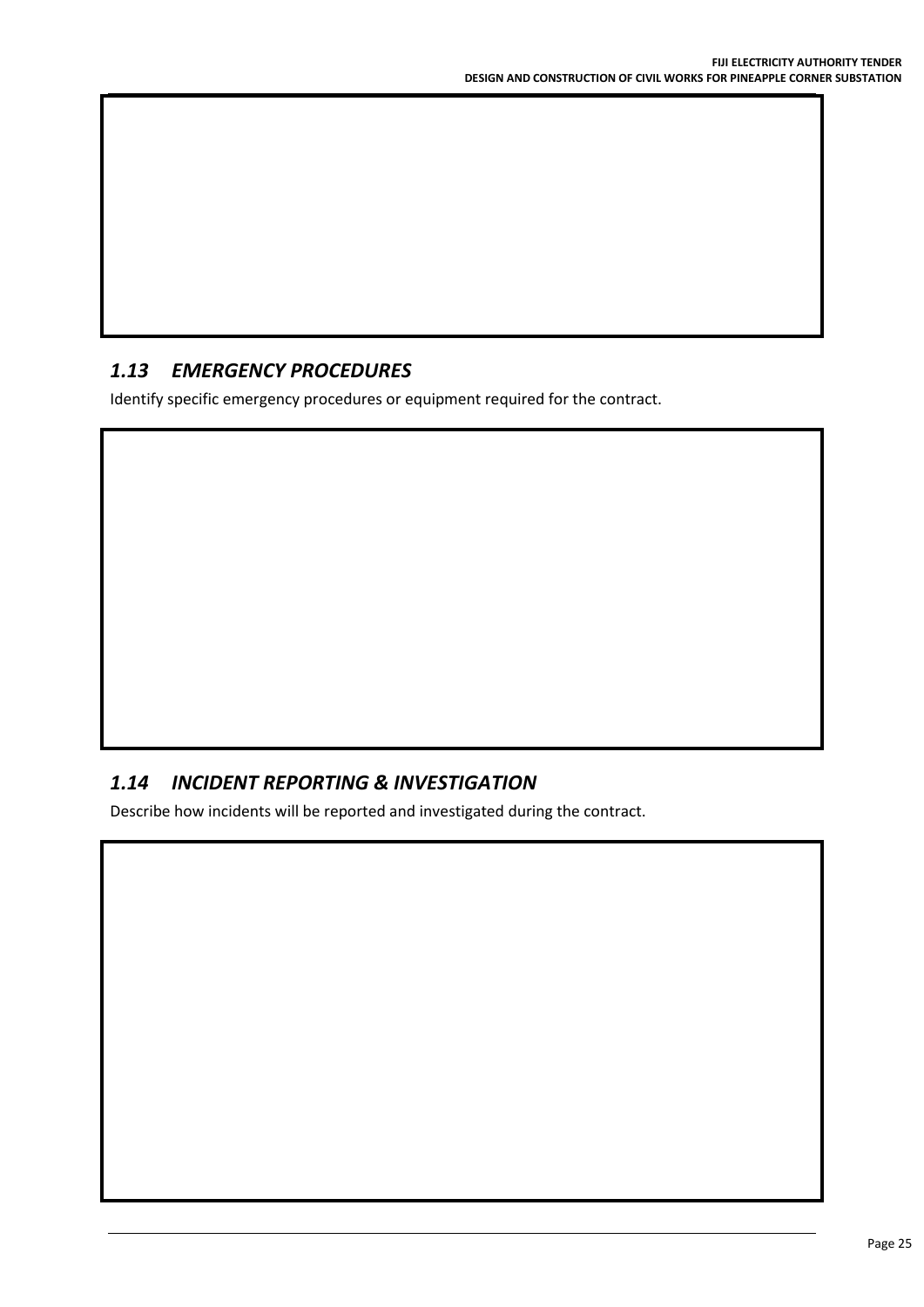## *1.13 EMERGENCY PROCEDURES*

Identify specific emergency procedures or equipment required for the contract.

## *1.14 INCIDENT REPORTING & INVESTIGATION*

Describe how incidents will be reported and investigated during the contract.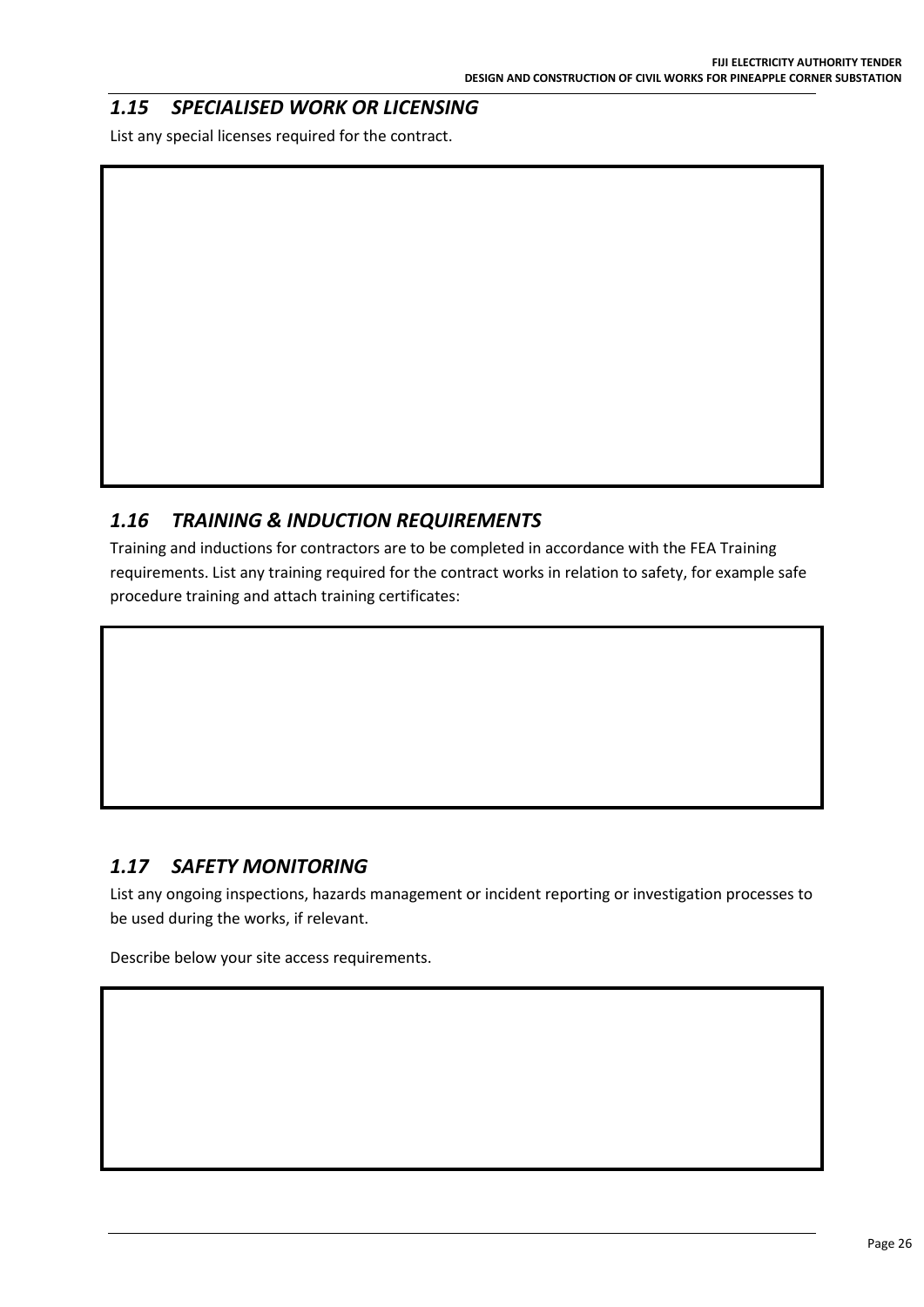## *1.15 SPECIALISED WORK OR LICENSING*

List any special licenses required for the contract.

## *1.16 TRAINING & INDUCTION REQUIREMENTS*

Training and inductions for contractors are to be completed in accordance with the FEA Training requirements. List any training required for the contract works in relation to safety, for example safe procedure training and attach training certificates:

## *1.17 SAFETY MONITORING*

List any ongoing inspections, hazards management or incident reporting or investigation processes to be used during the works, if relevant.

Describe below your site access requirements.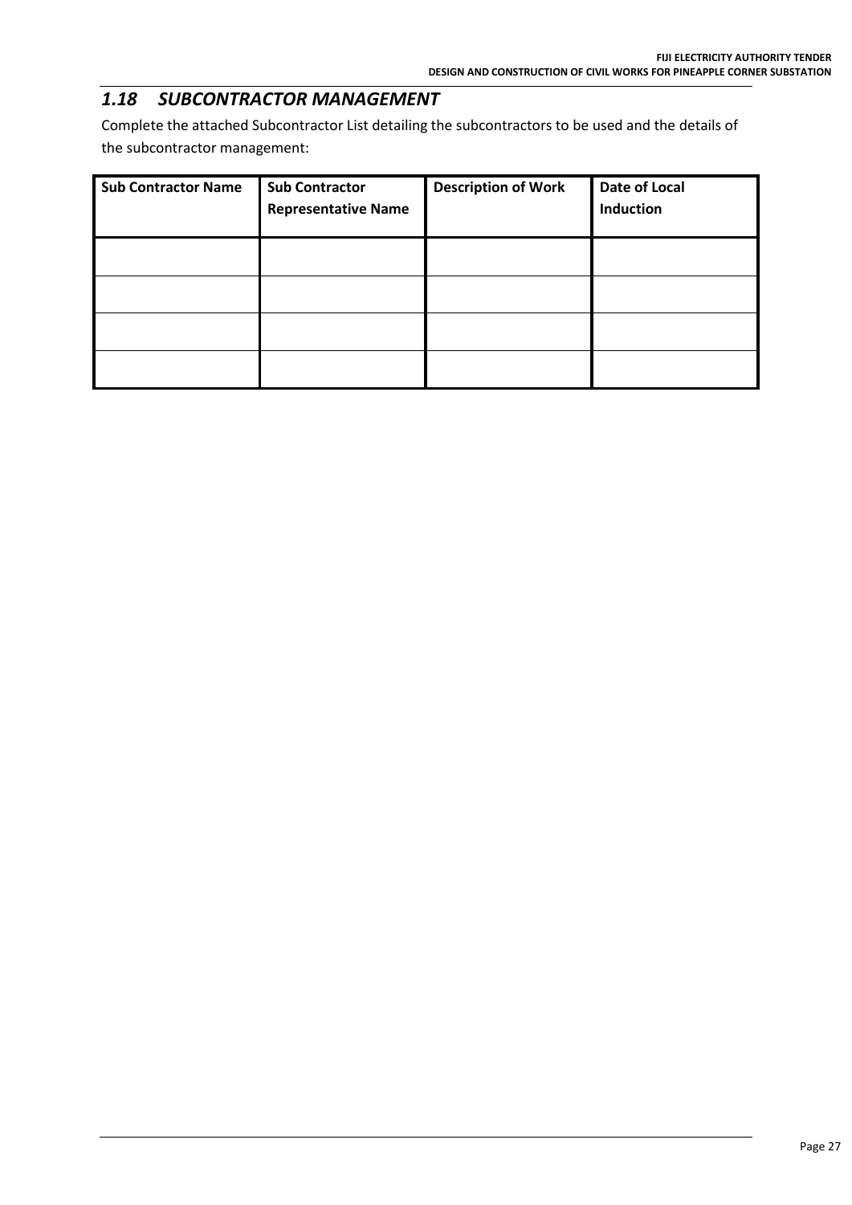## *1.18 SUBCONTRACTOR MANAGEMENT*

Complete the attached Subcontractor List detailing the subcontractors to be used and the details of the subcontractor management:

| Sub Contractor Name | Sub Contractor Representative Name | Description of Work | Date of Local Induction |
|---|---|---|---|
| | | | |
| | | | |
| | | | |
| | | | |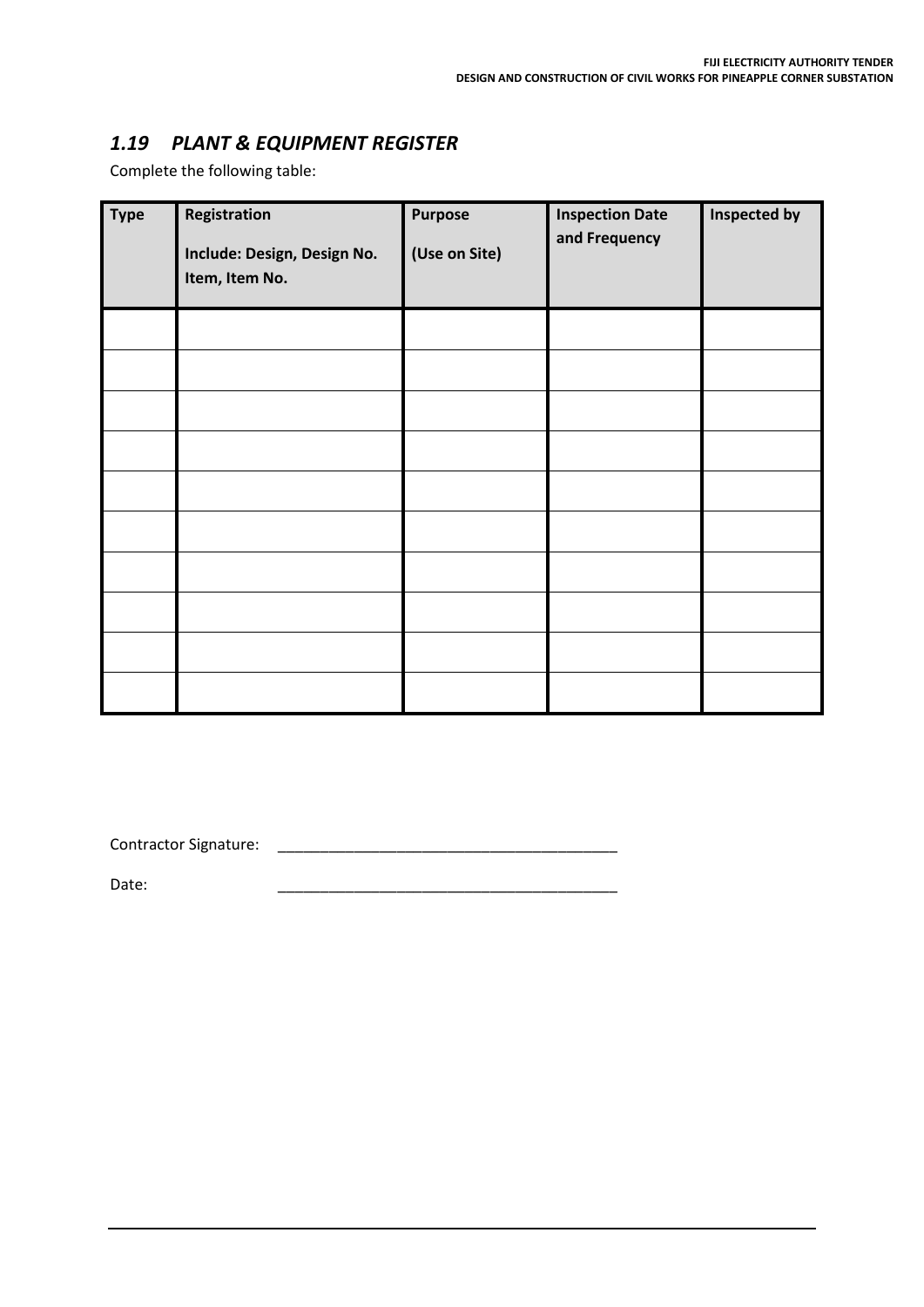## *1.19 PLANT & EQUIPMENT REGISTER*

Complete the following table:

| Type | Registration<br><br>Include: Design, Design No. Item, Item No. | Purpose<br><br>(Use on Site) | Inspection Date and Frequency | Inspected by |
|---|---|---|---|---|
| | | | | |
| | | | | |
| | | | | |
| | | | | |
| | | | | |
| | | | | |
| | | | | |
| | | | | |
| | | | | |
| | | | | |

Contractor Signature: ________________________________________

Date: ________________________________________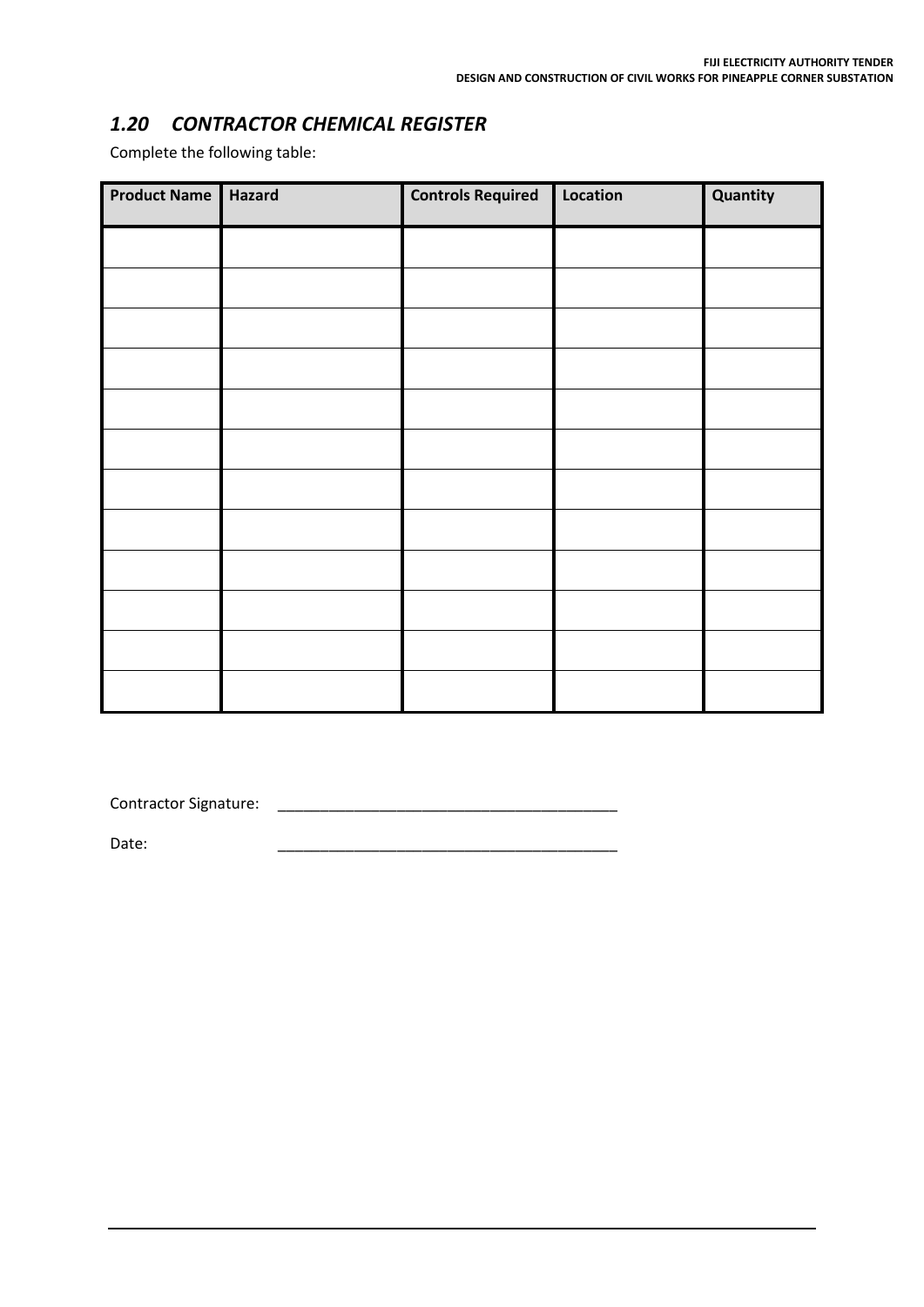## *1.20 CONTRACTOR CHEMICAL REGISTER*

Complete the following table:

| Product Name | Hazard | Controls Required | Location | Quantity |
|---|---|---|---|---|
| | | | | |
| | | | | |
| | | | | |
| | | | | |
| | | | | |
| | | | | |
| | | | | |
| | | | | |
| | | | | |
| | | | | |
| | | | | |
| | | | | |

Contractor Signature: ________________________________________

Date: ________________________________________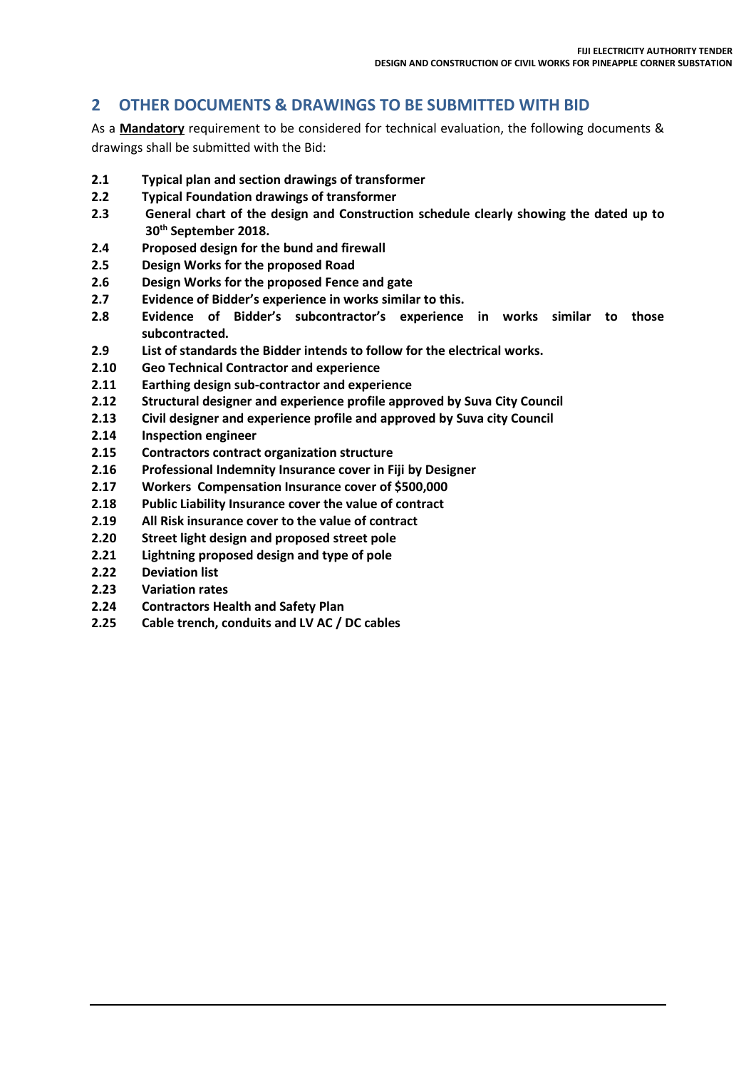## 2 OTHER DOCUMENTS & DRAWINGS TO BE SUBMITTED WITH BID

As a **Mandatory** requirement to be considered for technical evaluation, the following documents & drawings shall be submitted with the Bid:

**2.1** **Typical plan and section drawings of transformer**

**2.2** **Typical Foundation drawings of transformer**

**2.3** **General chart of the design and Construction schedule clearly showing the dated up to 30th September 2018.**

**2.4** **Proposed design for the bund and firewall**

**2.5** **Design Works for the proposed Road**

**2.6** **Design Works for the proposed Fence and gate**

**2.7** **Evidence of Bidder's experience in works similar to this.**

**2.8** **Evidence of Bidder's subcontractor's experience in works similar to those subcontracted.**

**2.9** **List of standards the Bidder intends to follow for the electrical works.**

**2.10** **Geo Technical Contractor and experience**

**2.11** **Earthing design sub-contractor and experience**

**2.12** **Structural designer and experience profile approved by Suva City Council**

**2.13** **Civil designer and experience profile and approved by Suva city Council**

**2.14** **Inspection engineer**

**2.15** **Contractors contract organization structure**

**2.16** **Professional Indemnity Insurance cover in Fiji by Designer**

**2.17** **Workers Compensation Insurance cover of $500,000**

**2.18** **Public Liability Insurance cover the value of contract**

**2.19** **All Risk insurance cover to the value of contract**

**2.20** **Street light design and proposed street pole**

**2.21** **Lightning proposed design and type of pole**

**2.22** **Deviation list**

**2.23** **Variation rates**

**2.24** **Contractors Health and Safety Plan**

**2.25** **Cable trench, conduits and LV AC / DC cables**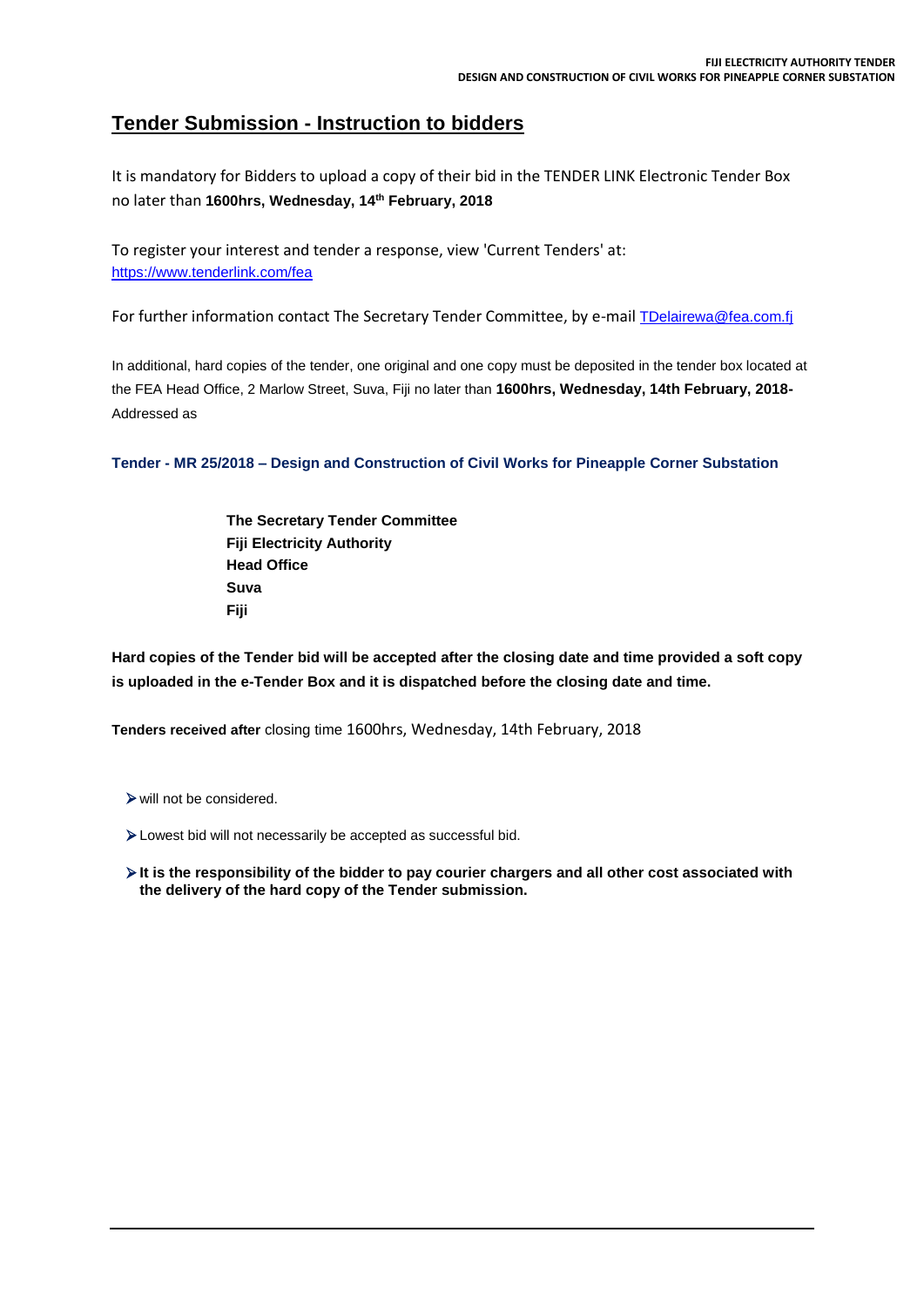# Tender Submission - Instruction to bidders

It is mandatory for Bidders to upload a copy of their bid in the TENDER LINK Electronic Tender Box no later than **1600hrs, Wednesday, 14th February, 2018**

To register your interest and tender a response, view 'Current Tenders' at: https://www.tenderlink.com/fea

For further information contact The Secretary Tender Committee, by e-mail TDelairewa@fea.com.fj

In additional, hard copies of the tender, one original and one copy must be deposited in the tender box located at the FEA Head Office, 2 Marlow Street, Suva, Fiji no later than **1600hrs, Wednesday, 14th February, 2018-** Addressed as

**Tender - MR 25/2018 – Design and Construction of Civil Works for Pineapple Corner Substation**

**The Secretary Tender Committee**
**Fiji Electricity Authority**
**Head Office**
**Suva**
**Fiji**

**Hard copies of the Tender bid will be accepted after the closing date and time provided a soft copy is uploaded in the e-Tender Box and it is dispatched before the closing date and time.**

**Tenders received after** closing time 1600hrs, Wednesday, 14th February, 2018

- will not be considered.
- Lowest bid will not necessarily be accepted as successful bid.
- **It is the responsibility of the bidder to pay courier chargers and all other cost associated with the delivery of the hard copy of the Tender submission.**